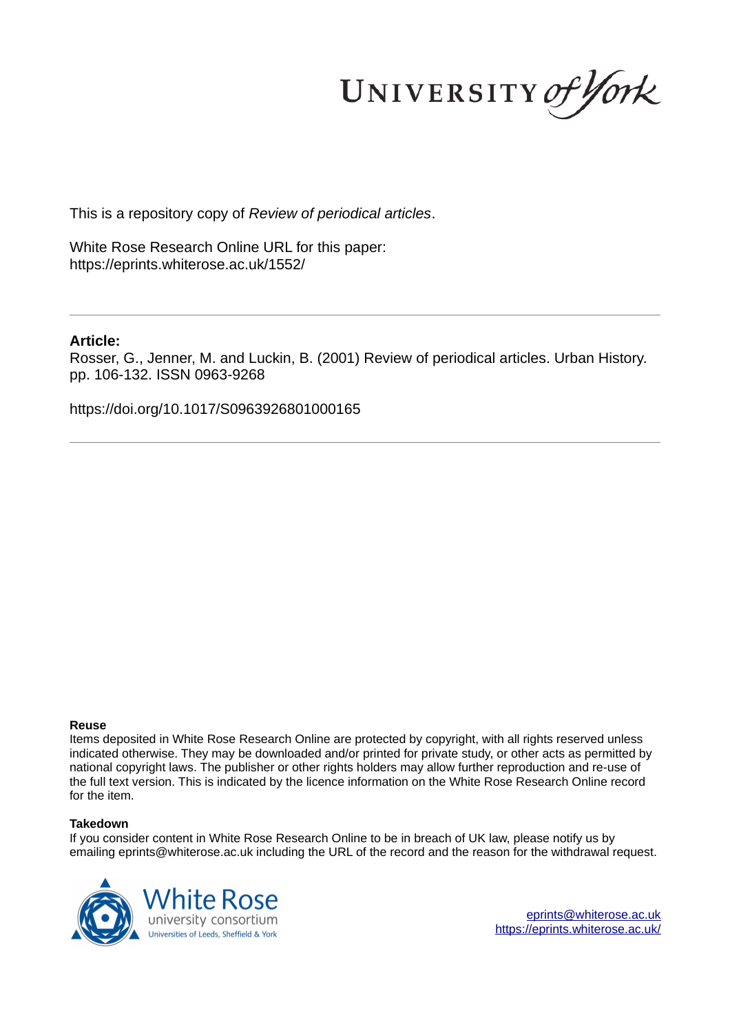UNIVERSITY *of York*

This is a repository copy of *Review of periodical articles*.

White Rose Research Online URL for this paper:
https://eprints.whiterose.ac.uk/1552/

**Article:**

Rosser, G., Jenner, M. and Luckin, B. (2001) Review of periodical articles. Urban History. pp. 106-132. ISSN 0963-9268

https://doi.org/10.1017/S0963926801000165

**Reuse**

Items deposited in White Rose Research Online are protected by copyright, with all rights reserved unless indicated otherwise. They may be downloaded and/or printed for private study, or other acts as permitted by national copyright laws. The publisher or other rights holders may allow further reproduction and re-use of the full text version. This is indicated by the licence information on the White Rose Research Online record for the item.

**Takedown**

If you consider content in White Rose Research Online to be in breach of UK law, please notify us by emailing eprints@whiterose.ac.uk including the URL of the record and the reason for the withdrawal request.

White Rose university consortium
Universities of Leeds, Sheffield & York

eprints@whiterose.ac.uk
https://eprints.whiterose.ac.uk/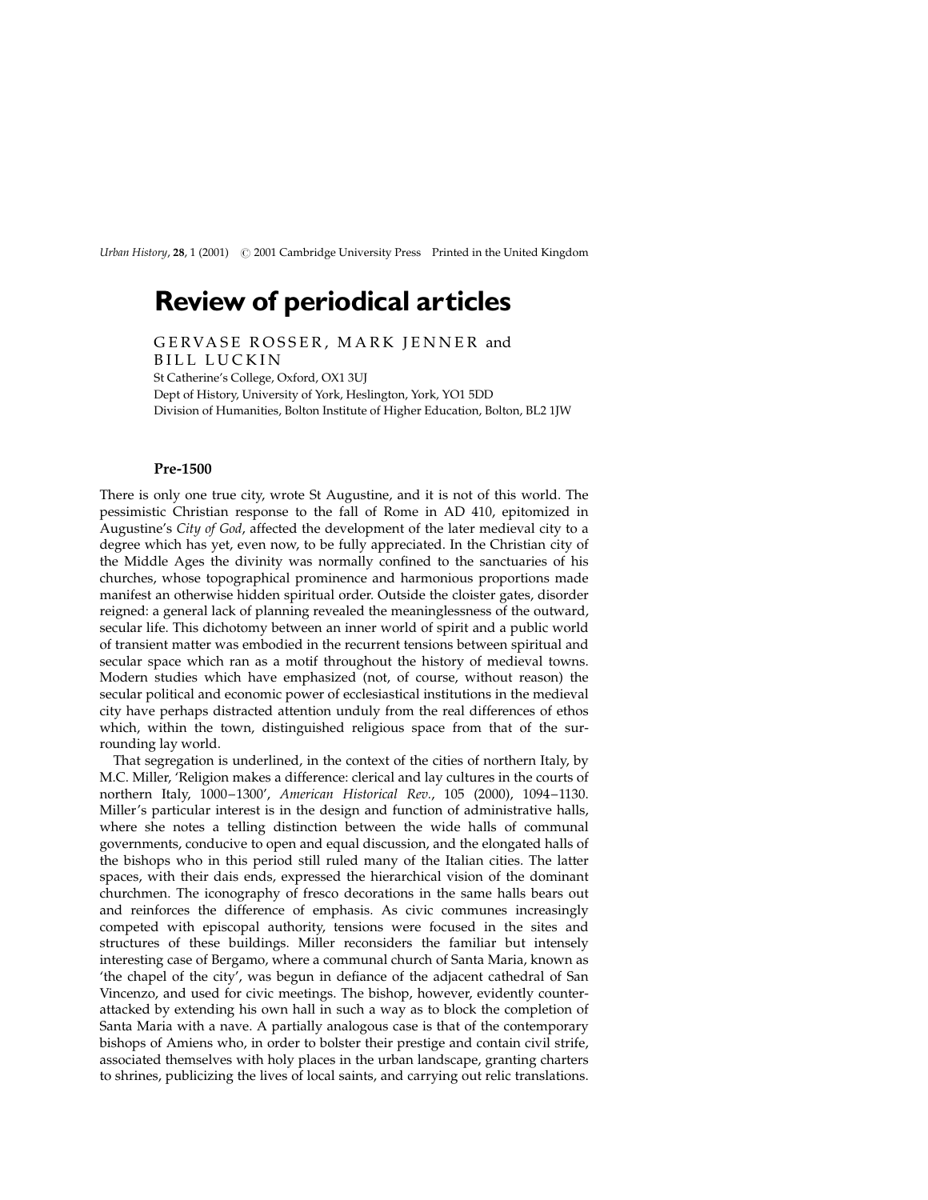# Review of periodical articles

GERVASE ROSSER, MARK JENNER and BILL LUCKIN

St Catherine's College, Oxford, OX1 3UJ
Dept of History, University of York, Heslington, York, YO1 5DD
Division of Humanities, Bolton Institute of Higher Education, Bolton, BL2 1JW

## Pre-1500

There is only one true city, wrote St Augustine, and it is not of this world. The pessimistic Christian response to the fall of Rome in AD 410, epitomized in Augustine's *City of God*, affected the development of the later medieval city to a degree which has yet, even now, to be fully appreciated. In the Christian city of the Middle Ages the divinity was normally confined to the sanctuaries of his churches, whose topographical prominence and harmonious proportions made manifest an otherwise hidden spiritual order. Outside the cloister gates, disorder reigned: a general lack of planning revealed the meaninglessness of the outward, secular life. This dichotomy between an inner world of spirit and a public world of transient matter was embodied in the recurrent tensions between spiritual and secular space which ran as a motif throughout the history of medieval towns. Modern studies which have emphasized (not, of course, without reason) the secular political and economic power of ecclesiastical institutions in the medieval city have perhaps distracted attention unduly from the real differences of ethos which, within the town, distinguished religious space from that of the surrounding lay world.

That segregation is underlined, in the context of the cities of northern Italy, by M.C. Miller, 'Religion makes a difference: clerical and lay cultures in the courts of northern Italy, 1000–1300', *American Historical Rev.*, 105 (2000), 1094–1130. Miller's particular interest is in the design and function of administrative halls, where she notes a telling distinction between the wide halls of communal governments, conducive to open and equal discussion, and the elongated halls of the bishops who in this period still ruled many of the Italian cities. The latter spaces, with their dais ends, expressed the hierarchical vision of the dominant churchmen. The iconography of fresco decorations in the same halls bears out and reinforces the difference of emphasis. As civic communes increasingly competed with episcopal authority, tensions were focused in the sites and structures of these buildings. Miller reconsiders the familiar but intensely interesting case of Bergamo, where a communal church of Santa Maria, known as 'the chapel of the city', was begun in defiance of the adjacent cathedral of San Vincenzo, and used for civic meetings. The bishop, however, evidently counter-attacked by extending his own hall in such a way as to block the completion of Santa Maria with a nave. A partially analogous case is that of the contemporary bishops of Amiens who, in order to bolster their prestige and contain civil strife, associated themselves with holy places in the urban landscape, granting charters to shrines, publicizing the lives of local saints, and carrying out relic translations.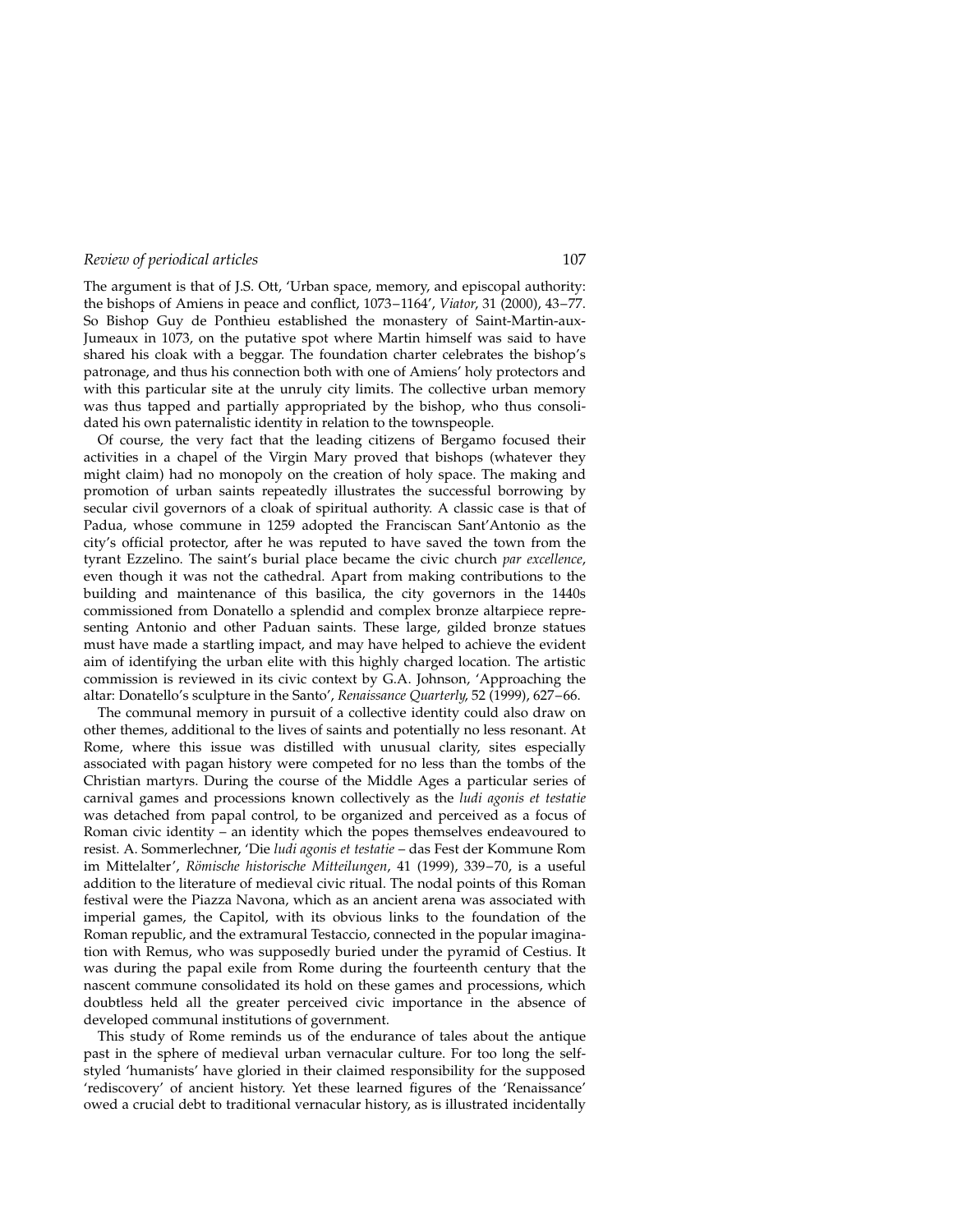The argument is that of J.S. Ott, 'Urban space, memory, and episcopal authority: the bishops of Amiens in peace and conflict, 1073–1164', *Viator*, 31 (2000), 43–77. So Bishop Guy de Ponthieu established the monastery of Saint-Martin-aux-Jumeaux in 1073, on the putative spot where Martin himself was said to have shared his cloak with a beggar. The foundation charter celebrates the bishop's patronage, and thus his connection both with one of Amiens' holy protectors and with this particular site at the unruly city limits. The collective urban memory was thus tapped and partially appropriated by the bishop, who thus consolidated his own paternalistic identity in relation to the townspeople.

Of course, the very fact that the leading citizens of Bergamo focused their activities in a chapel of the Virgin Mary proved that bishops (whatever they might claim) had no monopoly on the creation of holy space. The making and promotion of urban saints repeatedly illustrates the successful borrowing by secular civil governors of a cloak of spiritual authority. A classic case is that of Padua, whose commune in 1259 adopted the Franciscan Sant'Antonio as the city's official protector, after he was reputed to have saved the town from the tyrant Ezzelino. The saint's burial place became the civic church *par excellence*, even though it was not the cathedral. Apart from making contributions to the building and maintenance of this basilica, the city governors in the 1440s commissioned from Donatello a splendid and complex bronze altarpiece representing Antonio and other Paduan saints. These large, gilded bronze statues must have made a startling impact, and may have helped to achieve the evident aim of identifying the urban elite with this highly charged location. The artistic commission is reviewed in its civic context by G.A. Johnson, 'Approaching the altar: Donatello's sculpture in the Santo', *Renaissance Quarterly*, 52 (1999), 627–66.

The communal memory in pursuit of a collective identity could also draw on other themes, additional to the lives of saints and potentially no less resonant. At Rome, where this issue was distilled with unusual clarity, sites especially associated with pagan history were competed for no less than the tombs of the Christian martyrs. During the course of the Middle Ages a particular series of carnival games and processions known collectively as the *ludi agonis et testatie* was detached from papal control, to be organized and perceived as a focus of Roman civic identity – an identity which the popes themselves endeavoured to resist. A. Sommerlechner, 'Die *ludi agonis et testatie* – das Fest der Kommune Rom im Mittelalter', *Römische historische Mitteilungen*, 41 (1999), 339–70, is a useful addition to the literature of medieval civic ritual. The nodal points of this Roman festival were the Piazza Navona, which as an ancient arena was associated with imperial games, the Capitol, with its obvious links to the foundation of the Roman republic, and the extramural Testaccio, connected in the popular imagination with Remus, who was supposedly buried under the pyramid of Cestius. It was during the papal exile from Rome during the fourteenth century that the nascent commune consolidated its hold on these games and processions, which doubtless held all the greater perceived civic importance in the absence of developed communal institutions of government.

This study of Rome reminds us of the endurance of tales about the antique past in the sphere of medieval urban vernacular culture. For too long the self-styled 'humanists' have gloried in their claimed responsibility for the supposed 'rediscovery' of ancient history. Yet these learned figures of the 'Renaissance' owed a crucial debt to traditional vernacular history, as is illustrated incidentally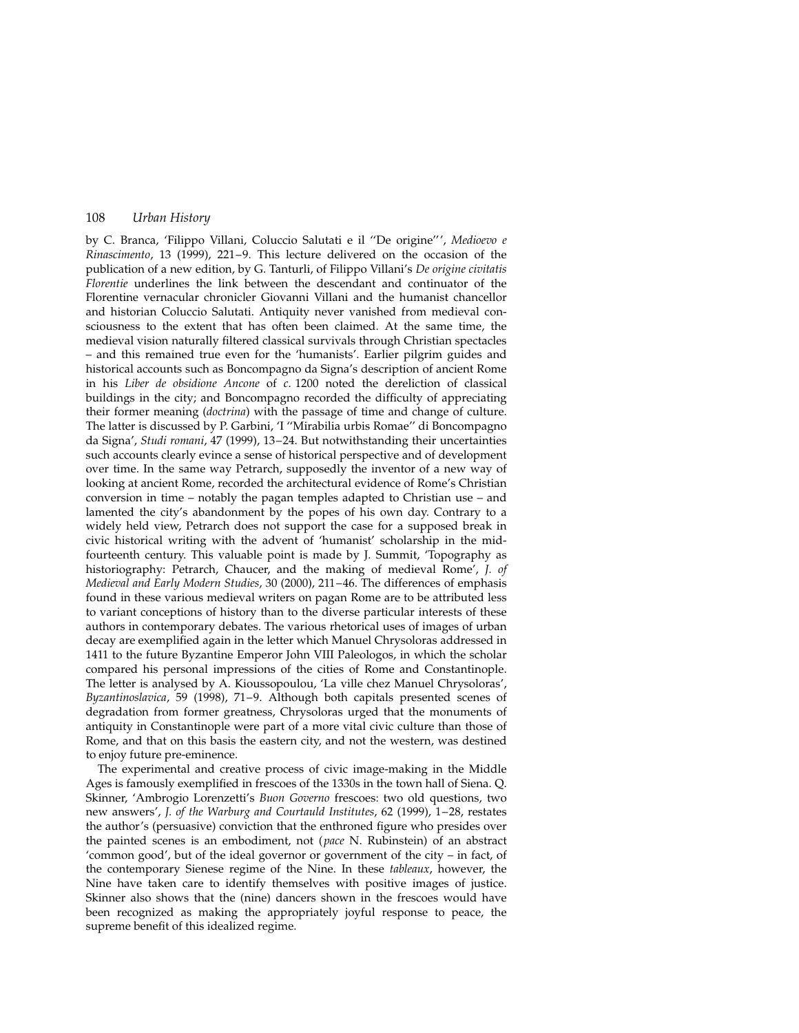by C. Branca, 'Filippo Villani, Coluccio Salutati e il "De origine"', *Medioevo e Rinascimento*, 13 (1999), 221–9. This lecture delivered on the occasion of the publication of a new edition, by G. Tanturli, of Filippo Villani's *De origine civitatis Florentie* underlines the link between the descendant and continuator of the Florentine vernacular chronicler Giovanni Villani and the humanist chancellor and historian Coluccio Salutati. Antiquity never vanished from medieval consciousness to the extent that has often been claimed. At the same time, the medieval vision naturally filtered classical survivals through Christian spectacles – and this remained true even for the 'humanists'. Earlier pilgrim guides and historical accounts such as Boncompagno da Signa's description of ancient Rome in his *Liber de obsidione Ancone* of *c.* 1200 noted the dereliction of classical buildings in the city; and Boncompagno recorded the difficulty of appreciating their former meaning (*doctrina*) with the passage of time and change of culture. The latter is discussed by P. Garbini, 'I "Mirabilia urbis Romae" di Boncompagno da Signa', *Studi romani*, 47 (1999), 13–24. But notwithstanding their uncertainties such accounts clearly evince a sense of historical perspective and of development over time. In the same way Petrarch, supposedly the inventor of a new way of looking at ancient Rome, recorded the architectural evidence of Rome's Christian conversion in time – notably the pagan temples adapted to Christian use – and lamented the city's abandonment by the popes of his own day. Contrary to a widely held view, Petrarch does not support the case for a supposed break in civic historical writing with the advent of 'humanist' scholarship in the mid-fourteenth century. This valuable point is made by J. Summit, 'Topography as historiography: Petrarch, Chaucer, and the making of medieval Rome', *J. of Medieval and Early Modern Studies*, 30 (2000), 211–46. The differences of emphasis found in these various medieval writers on pagan Rome are to be attributed less to variant conceptions of history than to the diverse particular interests of these authors in contemporary debates. The various rhetorical uses of images of urban decay are exemplified again in the letter which Manuel Chrysoloras addressed in 1411 to the future Byzantine Emperor John VIII Paleologos, in which the scholar compared his personal impressions of the cities of Rome and Constantinople. The letter is analysed by A. Kioussopoulou, 'La ville chez Manuel Chrysoloras', *Byzantinoslavica*, 59 (1998), 71–9. Although both capitals presented scenes of degradation from former greatness, Chrysoloras urged that the monuments of antiquity in Constantinople were part of a more vital civic culture than those of Rome, and that on this basis the eastern city, and not the western, was destined to enjoy future pre-eminence.

The experimental and creative process of civic image-making in the Middle Ages is famously exemplified in frescoes of the 1330s in the town hall of Siena. Q. Skinner, 'Ambrogio Lorenzetti's *Buon Governo* frescoes: two old questions, two new answers', *J. of the Warburg and Courtauld Institutes*, 62 (1999), 1–28, restates the author's (persuasive) conviction that the enthroned figure who presides over the painted scenes is an embodiment, not (*pace* N. Rubinstein) of an abstract 'common good', but of the ideal governor or government of the city – in fact, of the contemporary Sienese regime of the Nine. In these *tableaux*, however, the Nine have taken care to identify themselves with positive images of justice. Skinner also shows that the (nine) dancers shown in the frescoes would have been recognized as making the appropriately joyful response to peace, the supreme benefit of this idealized regime.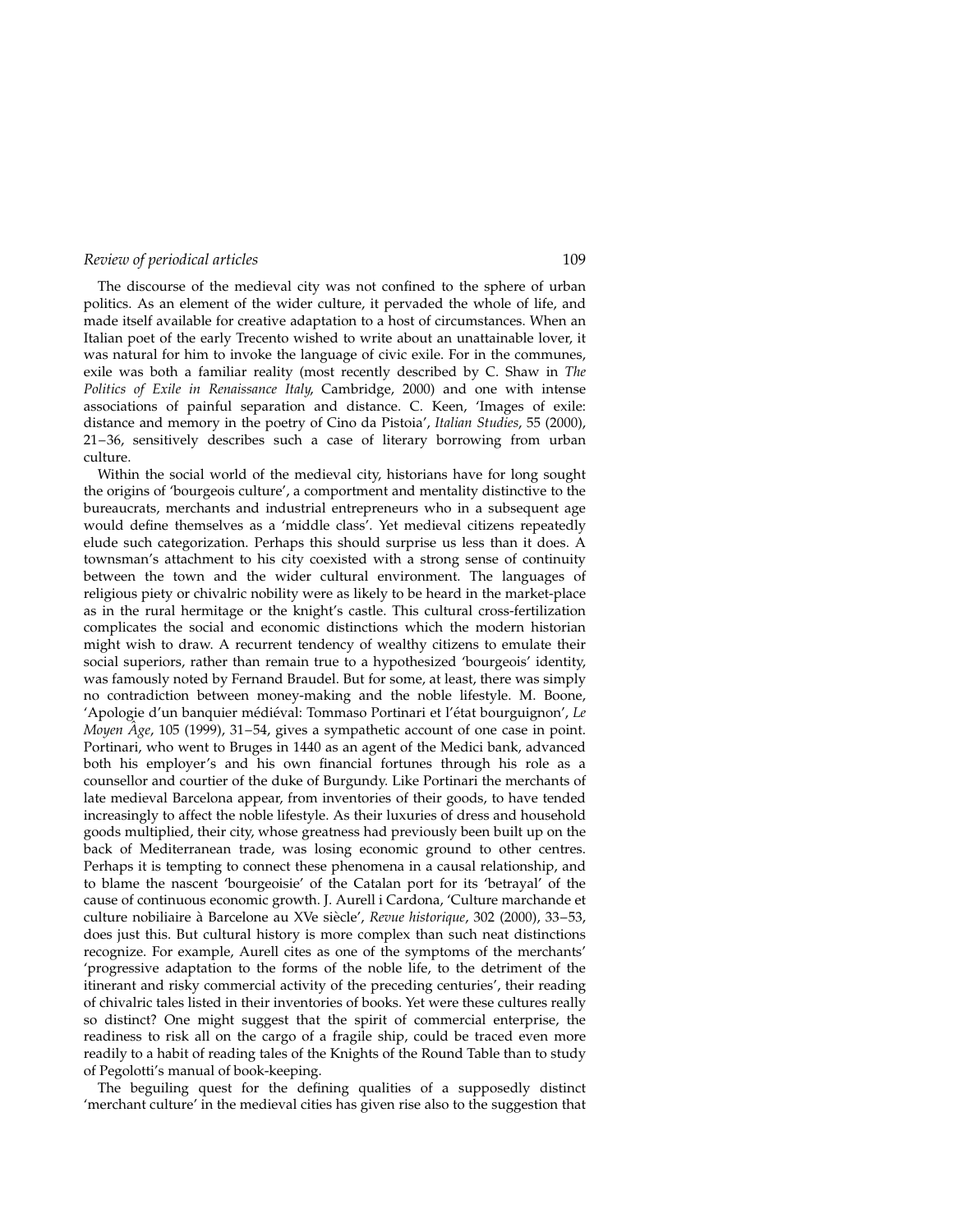The discourse of the medieval city was not confined to the sphere of urban politics. As an element of the wider culture, it pervaded the whole of life, and made itself available for creative adaptation to a host of circumstances. When an Italian poet of the early Trecento wished to write about an unattainable lover, it was natural for him to invoke the language of civic exile. For in the communes, exile was both a familiar reality (most recently described by C. Shaw in *The Politics of Exile in Renaissance Italy*, Cambridge, 2000) and one with intense associations of painful separation and distance. C. Keen, 'Images of exile: distance and memory in the poetry of Cino da Pistoia', *Italian Studies*, 55 (2000), 21–36, sensitively describes such a case of literary borrowing from urban culture.

Within the social world of the medieval city, historians have for long sought the origins of 'bourgeois culture', a comportment and mentality distinctive to the bureaucrats, merchants and industrial entrepreneurs who in a subsequent age would define themselves as a 'middle class'. Yet medieval citizens repeatedly elude such categorization. Perhaps this should surprise us less than it does. A townsman's attachment to his city coexisted with a strong sense of continuity between the town and the wider cultural environment. The languages of religious piety or chivalric nobility were as likely to be heard in the market-place as in the rural hermitage or the knight's castle. This cultural cross-fertilization complicates the social and economic distinctions which the modern historian might wish to draw. A recurrent tendency of wealthy citizens to emulate their social superiors, rather than remain true to a hypothesized 'bourgeois' identity, was famously noted by Fernand Braudel. But for some, at least, there was simply no contradiction between money-making and the noble lifestyle. M. Boone, 'Apologie d'un banquier médiéval: Tommaso Portinari et l'état bourguignon', *Le Moyen Âge*, 105 (1999), 31–54, gives a sympathetic account of one case in point. Portinari, who went to Bruges in 1440 as an agent of the Medici bank, advanced both his employer's and his own financial fortunes through his role as a counsellor and courtier of the duke of Burgundy. Like Portinari the merchants of late medieval Barcelona appear, from inventories of their goods, to have tended increasingly to affect the noble lifestyle. As their luxuries of dress and household goods multiplied, their city, whose greatness had previously been built up on the back of Mediterranean trade, was losing economic ground to other centres. Perhaps it is tempting to connect these phenomena in a causal relationship, and to blame the nascent 'bourgeoisie' of the Catalan port for its 'betrayal' of the cause of continuous economic growth. J. Aurell i Cardona, 'Culture marchande et culture nobiliaire à Barcelone au XVe siècle', *Revue historique*, 302 (2000), 33–53, does just this. But cultural history is more complex than such neat distinctions recognize. For example, Aurell cites as one of the symptoms of the merchants' 'progressive adaptation to the forms of the noble life, to the detriment of the itinerant and risky commercial activity of the preceding centuries', their reading of chivalric tales listed in their inventories of books. Yet were these cultures really so distinct? One might suggest that the spirit of commercial enterprise, the readiness to risk all on the cargo of a fragile ship, could be traced even more readily to a habit of reading tales of the Knights of the Round Table than to study of Pegolotti's manual of book-keeping.

The beguiling quest for the defining qualities of a supposedly distinct 'merchant culture' in the medieval cities has given rise also to the suggestion that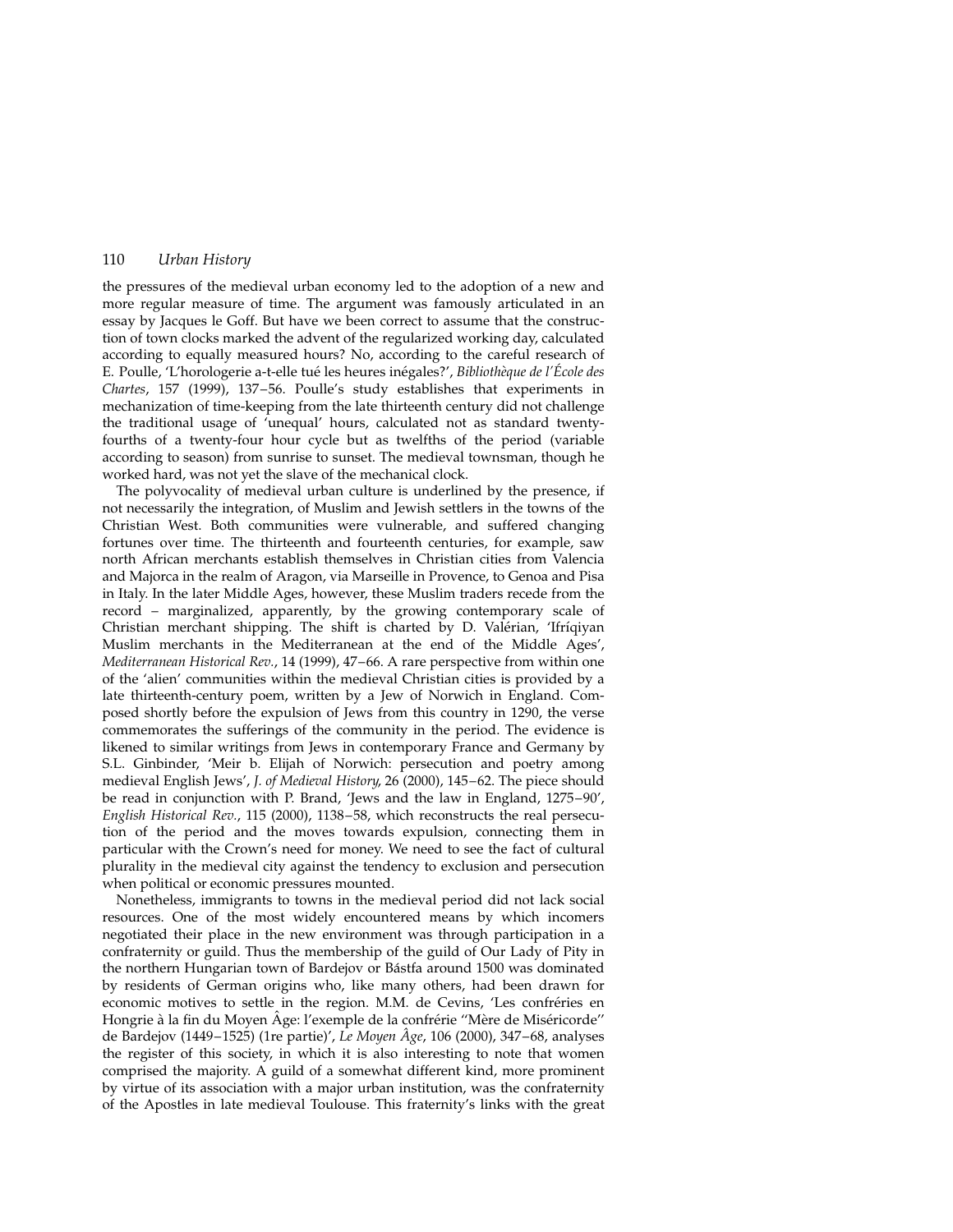the pressures of the medieval urban economy led to the adoption of a new and more regular measure of time. The argument was famously articulated in an essay by Jacques le Goff. But have we been correct to assume that the construction of town clocks marked the advent of the regularized working day, calculated according to equally measured hours? No, according to the careful research of E. Poulle, 'L'horologerie a-t-elle tué les heures inégales?', *Bibliothèque de l'École des Chartes*, 157 (1999), 137–56. Poulle's study establishes that experiments in mechanization of time-keeping from the late thirteenth century did not challenge the traditional usage of 'unequal' hours, calculated not as standard twenty-fourths of a twenty-four hour cycle but as twelfths of the period (variable according to season) from sunrise to sunset. The medieval townsman, though he worked hard, was not yet the slave of the mechanical clock.

The polyvocality of medieval urban culture is underlined by the presence, if not necessarily the integration, of Muslim and Jewish settlers in the towns of the Christian West. Both communities were vulnerable, and suffered changing fortunes over time. The thirteenth and fourteenth centuries, for example, saw north African merchants establish themselves in Christian cities from Valencia and Majorca in the realm of Aragon, via Marseille in Provence, to Genoa and Pisa in Italy. In the later Middle Ages, however, these Muslim traders recede from the record – marginalized, apparently, by the growing contemporary scale of Christian merchant shipping. The shift is charted by D. Valérian, 'Ifríqiyan Muslim merchants in the Mediterranean at the end of the Middle Ages', *Mediterranean Historical Rev.*, 14 (1999), 47–66. A rare perspective from within one of the 'alien' communities within the medieval Christian cities is provided by a late thirteenth-century poem, written by a Jew of Norwich in England. Composed shortly before the expulsion of Jews from this country in 1290, the verse commemorates the sufferings of the community in the period. The evidence is likened to similar writings from Jews in contemporary France and Germany by S.L. Ginbinder, 'Meir b. Elijah of Norwich: persecution and poetry among medieval English Jews', *J. of Medieval History*, 26 (2000), 145–62. The piece should be read in conjunction with P. Brand, 'Jews and the law in England, 1275–90', *English Historical Rev.*, 115 (2000), 1138–58, which reconstructs the real persecution of the period and the moves towards expulsion, connecting them in particular with the Crown's need for money. We need to see the fact of cultural plurality in the medieval city against the tendency to exclusion and persecution when political or economic pressures mounted.

Nonetheless, immigrants to towns in the medieval period did not lack social resources. One of the most widely encountered means by which incomers negotiated their place in the new environment was through participation in a confraternity or guild. Thus the membership of the guild of Our Lady of Pity in the northern Hungarian town of Bardejov or Bástfa around 1500 was dominated by residents of German origins who, like many others, had been drawn for economic motives to settle in the region. M.M. de Cevins, 'Les confréries en Hongrie à la fin du Moyen Âge: l'exemple de la confrérie "Mère de Miséricorde" de Bardejov (1449–1525) (1re partie)', *Le Moyen Âge*, 106 (2000), 347–68, analyses the register of this society, in which it is also interesting to note that women comprised the majority. A guild of a somewhat different kind, more prominent by virtue of its association with a major urban institution, was the confraternity of the Apostles in late medieval Toulouse. This fraternity's links with the great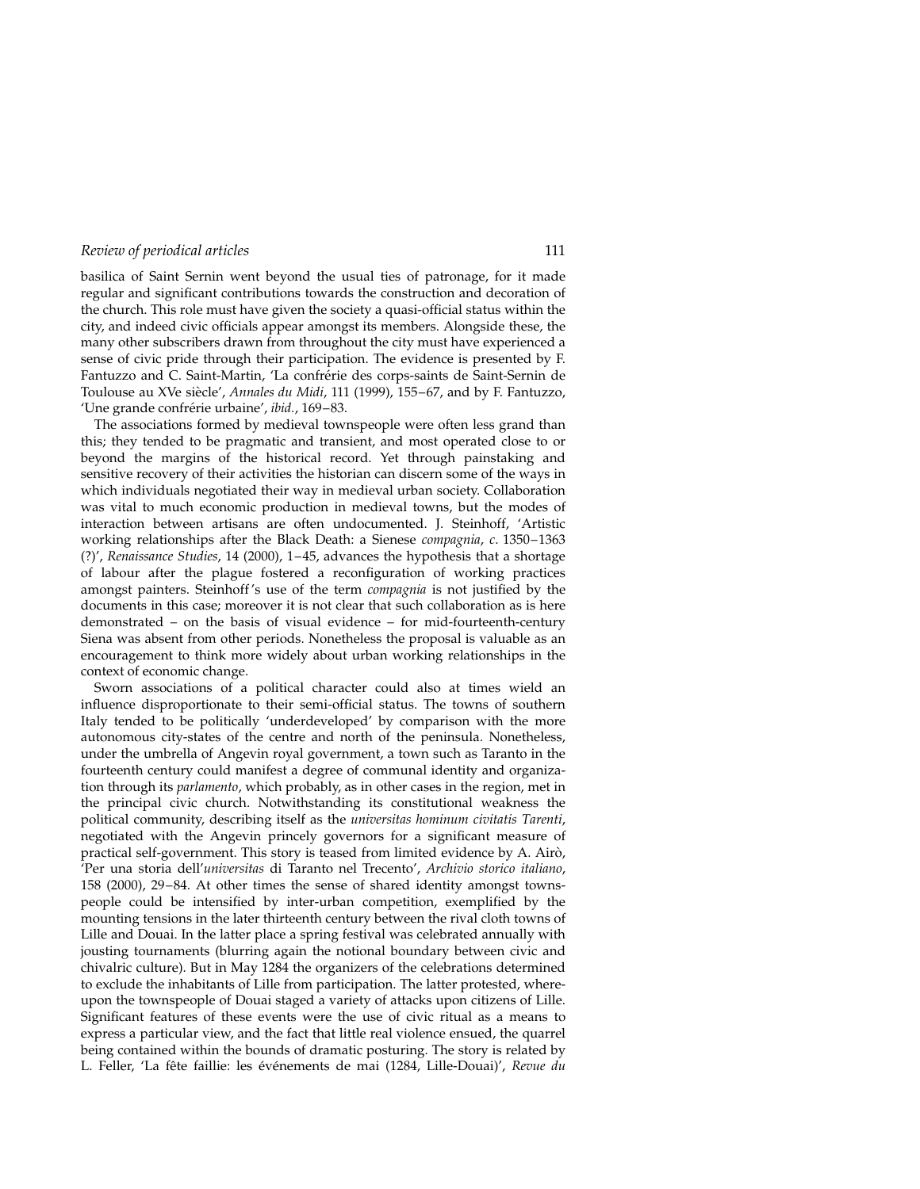basilica of Saint Sernin went beyond the usual ties of patronage, for it made regular and significant contributions towards the construction and decoration of the church. This role must have given the society a quasi-official status within the city, and indeed civic officials appear amongst its members. Alongside these, the many other subscribers drawn from throughout the city must have experienced a sense of civic pride through their participation. The evidence is presented by F. Fantuzzo and C. Saint-Martin, 'La confrérie des corps-saints de Saint-Sernin de Toulouse au XVe siècle', *Annales du Midi*, 111 (1999), 155–67, and by F. Fantuzzo, 'Une grande confrérie urbaine', *ibid.*, 169–83.

The associations formed by medieval townspeople were often less grand than this; they tended to be pragmatic and transient, and most operated close to or beyond the margins of the historical record. Yet through painstaking and sensitive recovery of their activities the historian can discern some of the ways in which individuals negotiated their way in medieval urban society. Collaboration was vital to much economic production in medieval towns, but the modes of interaction between artisans are often undocumented. J. Steinhoff, 'Artistic working relationships after the Black Death: a Sienese *compagnia*, *c.* 1350–1363 (?)', *Renaissance Studies*, 14 (2000), 1–45, advances the hypothesis that a shortage of labour after the plague fostered a reconfiguration of working practices amongst painters. Steinhoff's use of the term *compagnia* is not justified by the documents in this case; moreover it is not clear that such collaboration as is here demonstrated – on the basis of visual evidence – for mid-fourteenth-century Siena was absent from other periods. Nonetheless the proposal is valuable as an encouragement to think more widely about urban working relationships in the context of economic change.

Sworn associations of a political character could also at times wield an influence disproportionate to their semi-official status. The towns of southern Italy tended to be politically 'underdeveloped' by comparison with the more autonomous city-states of the centre and north of the peninsula. Nonetheless, under the umbrella of Angevin royal government, a town such as Taranto in the fourteenth century could manifest a degree of communal identity and organization through its *parlamento*, which probably, as in other cases in the region, met in the principal civic church. Notwithstanding its constitutional weakness the political community, describing itself as the *universitas hominum civitatis Tarenti*, negotiated with the Angevin princely governors for a significant measure of practical self-government. This story is teased from limited evidence by A. Airò, 'Per una storia dell'*universitas* di Taranto nel Trecento', *Archivio storico italiano*, 158 (2000), 29–84. At other times the sense of shared identity amongst townspeople could be intensified by inter-urban competition, exemplified by the mounting tensions in the later thirteenth century between the rival cloth towns of Lille and Douai. In the latter place a spring festival was celebrated annually with jousting tournaments (blurring again the notional boundary between civic and chivalric culture). But in May 1284 the organizers of the celebrations determined to exclude the inhabitants of Lille from participation. The latter protested, whereupon the townspeople of Douai staged a variety of attacks upon citizens of Lille. Significant features of these events were the use of civic ritual as a means to express a particular view, and the fact that little real violence ensued, the quarrel being contained within the bounds of dramatic posturing. The story is related by L. Feller, 'La fête faillie: les événements de mai (1284, Lille-Douai)', *Revue du*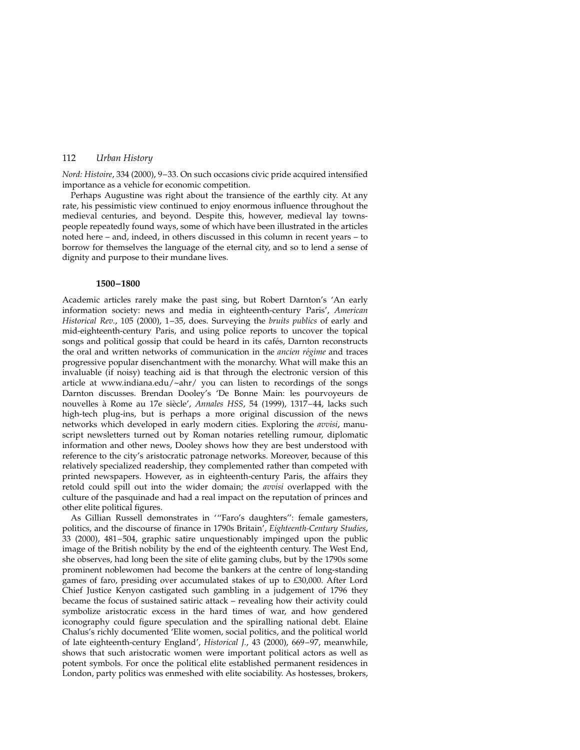*Nord: Histoire*, 334 (2000), 9–33. On such occasions civic pride acquired intensified importance as a vehicle for economic competition.

Perhaps Augustine was right about the transience of the earthly city. At any rate, his pessimistic view continued to enjoy enormous influence throughout the medieval centuries, and beyond. Despite this, however, medieval lay townspeople repeatedly found ways, some of which have been illustrated in the articles noted here – and, indeed, in others discussed in this column in recent years – to borrow for themselves the language of the eternal city, and so to lend a sense of dignity and purpose to their mundane lives.

### 1500–1800

Academic articles rarely make the past sing, but Robert Darnton's 'An early information society: news and media in eighteenth-century Paris', *American Historical Rev.*, 105 (2000), 1–35, does. Surveying the *bruits publics* of early and mid-eighteenth-century Paris, and using police reports to uncover the topical songs and political gossip that could be heard in its cafés, Darnton reconstructs the oral and written networks of communication in the *ancien régime* and traces progressive popular disenchantment with the monarchy. What will make this an invaluable (if noisy) teaching aid is that through the electronic version of this article at www.indiana.edu/~ahr/ you can listen to recordings of the songs Darnton discusses. Brendan Dooley's 'De Bonne Main: les pourvoyeurs de nouvelles à Rome au 17e siècle', *Annales HSS*, 54 (1999), 1317–44, lacks such high-tech plug-ins, but is perhaps a more original discussion of the news networks which developed in early modern cities. Exploring the *avvisi*, manuscript newsletters turned out by Roman notaries retelling rumour, diplomatic information and other news, Dooley shows how they are best understood with reference to the city's aristocratic patronage networks. Moreover, because of this relatively specialized readership, they complemented rather than competed with printed newspapers. However, as in eighteenth-century Paris, the affairs they retold could spill out into the wider domain; the *avvisi* overlapped with the culture of the pasquinade and had a real impact on the reputation of princes and other elite political figures.

As Gillian Russell demonstrates in '"Faro's daughters": female gamesters, politics, and the discourse of finance in 1790s Britain', *Eighteenth-Century Studies*, 33 (2000), 481–504, graphic satire unquestionably impinged upon the public image of the British nobility by the end of the eighteenth century. The West End, she observes, had long been the site of elite gaming clubs, but by the 1790s some prominent noblewomen had become the bankers at the centre of long-standing games of faro, presiding over accumulated stakes of up to £30,000. After Lord Chief Justice Kenyon castigated such gambling in a judgement of 1796 they became the focus of sustained satiric attack – revealing how their activity could symbolize aristocratic excess in the hard times of war, and how gendered iconography could figure speculation and the spiralling national debt. Elaine Chalus's richly documented 'Elite women, social politics, and the political world of late eighteenth-century England', *Historical J.*, 43 (2000), 669–97, meanwhile, shows that such aristocratic women were important political actors as well as potent symbols. For once the political elite established permanent residences in London, party politics was enmeshed with elite sociability. As hostesses, brokers,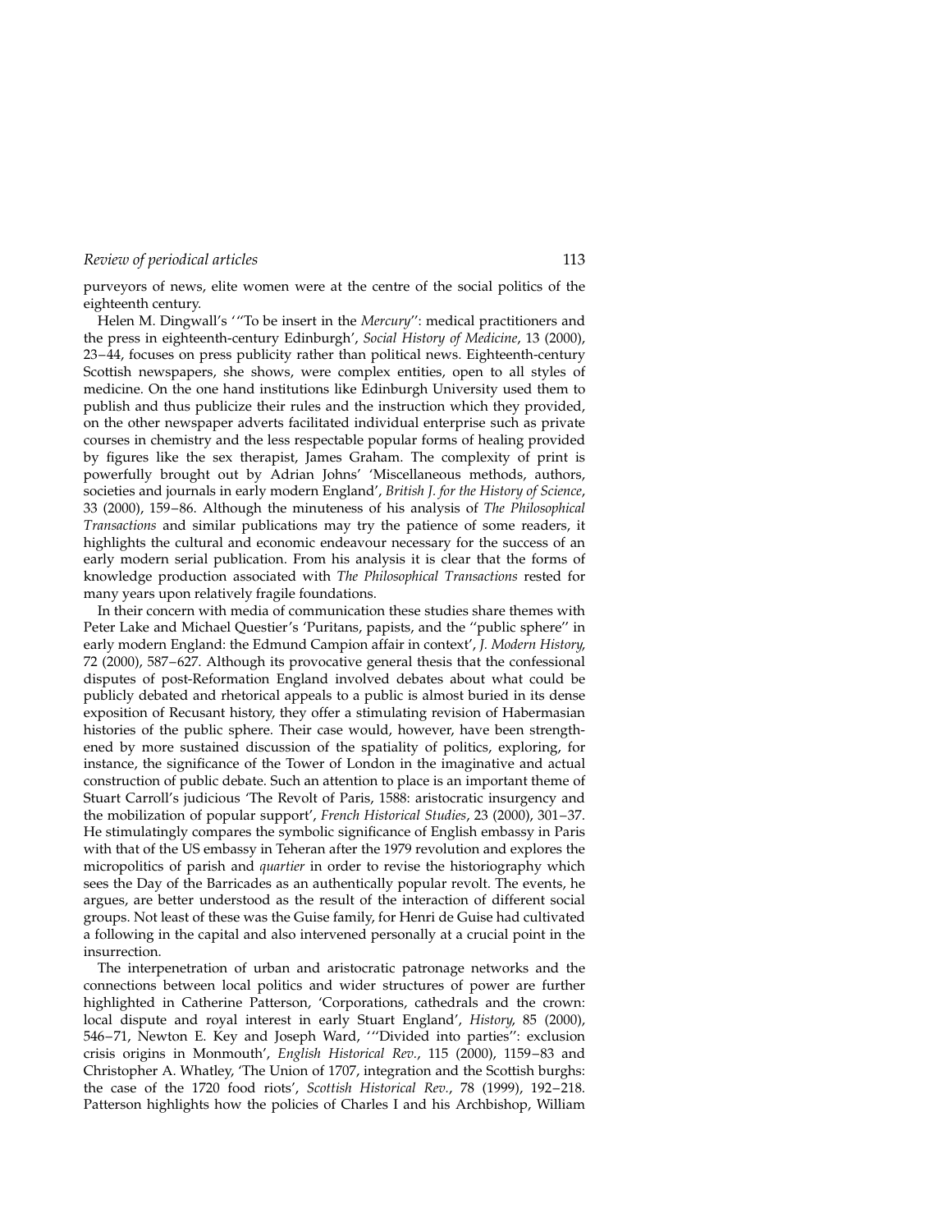purveyors of news, elite women were at the centre of the social politics of the eighteenth century.

Helen M. Dingwall's '"To be insert in the *Mercury*": medical practitioners and the press in eighteenth-century Edinburgh', *Social History of Medicine*, 13 (2000), 23–44, focuses on press publicity rather than political news. Eighteenth-century Scottish newspapers, she shows, were complex entities, open to all styles of medicine. On the one hand institutions like Edinburgh University used them to publish and thus publicize their rules and the instruction which they provided, on the other newspaper adverts facilitated individual enterprise such as private courses in chemistry and the less respectable popular forms of healing provided by figures like the sex therapist, James Graham. The complexity of print is powerfully brought out by Adrian Johns' 'Miscellaneous methods, authors, societies and journals in early modern England', *British J. for the History of Science*, 33 (2000), 159–86. Although the minuteness of his analysis of *The Philosophical Transactions* and similar publications may try the patience of some readers, it highlights the cultural and economic endeavour necessary for the success of an early modern serial publication. From his analysis it is clear that the forms of knowledge production associated with *The Philosophical Transactions* rested for many years upon relatively fragile foundations.

In their concern with media of communication these studies share themes with Peter Lake and Michael Questier's 'Puritans, papists, and the "public sphere" in early modern England: the Edmund Campion affair in context', *J. Modern History*, 72 (2000), 587–627. Although its provocative general thesis that the confessional disputes of post-Reformation England involved debates about what could be publicly debated and rhetorical appeals to a public is almost buried in its dense exposition of Recusant history, they offer a stimulating revision of Habermasian histories of the public sphere. Their case would, however, have been strengthened by more sustained discussion of the spatiality of politics, exploring, for instance, the significance of the Tower of London in the imaginative and actual construction of public debate. Such an attention to place is an important theme of Stuart Carroll's judicious 'The Revolt of Paris, 1588: aristocratic insurgency and the mobilization of popular support', *French Historical Studies*, 23 (2000), 301–37. He stimulatingly compares the symbolic significance of English embassy in Paris with that of the US embassy in Teheran after the 1979 revolution and explores the micropolitics of parish and *quartier* in order to revise the historiography which sees the Day of the Barricades as an authentically popular revolt. The events, he argues, are better understood as the result of the interaction of different social groups. Not least of these was the Guise family, for Henri de Guise had cultivated a following in the capital and also intervened personally at a crucial point in the insurrection.

The interpenetration of urban and aristocratic patronage networks and the connections between local politics and wider structures of power are further highlighted in Catherine Patterson, 'Corporations, cathedrals and the crown: local dispute and royal interest in early Stuart England', *History*, 85 (2000), 546–71, Newton E. Key and Joseph Ward, '"Divided into parties": exclusion crisis origins in Monmouth', *English Historical Rev.*, 115 (2000), 1159–83 and Christopher A. Whatley, 'The Union of 1707, integration and the Scottish burghs: the case of the 1720 food riots', *Scottish Historical Rev.*, 78 (1999), 192–218. Patterson highlights how the policies of Charles I and his Archbishop, William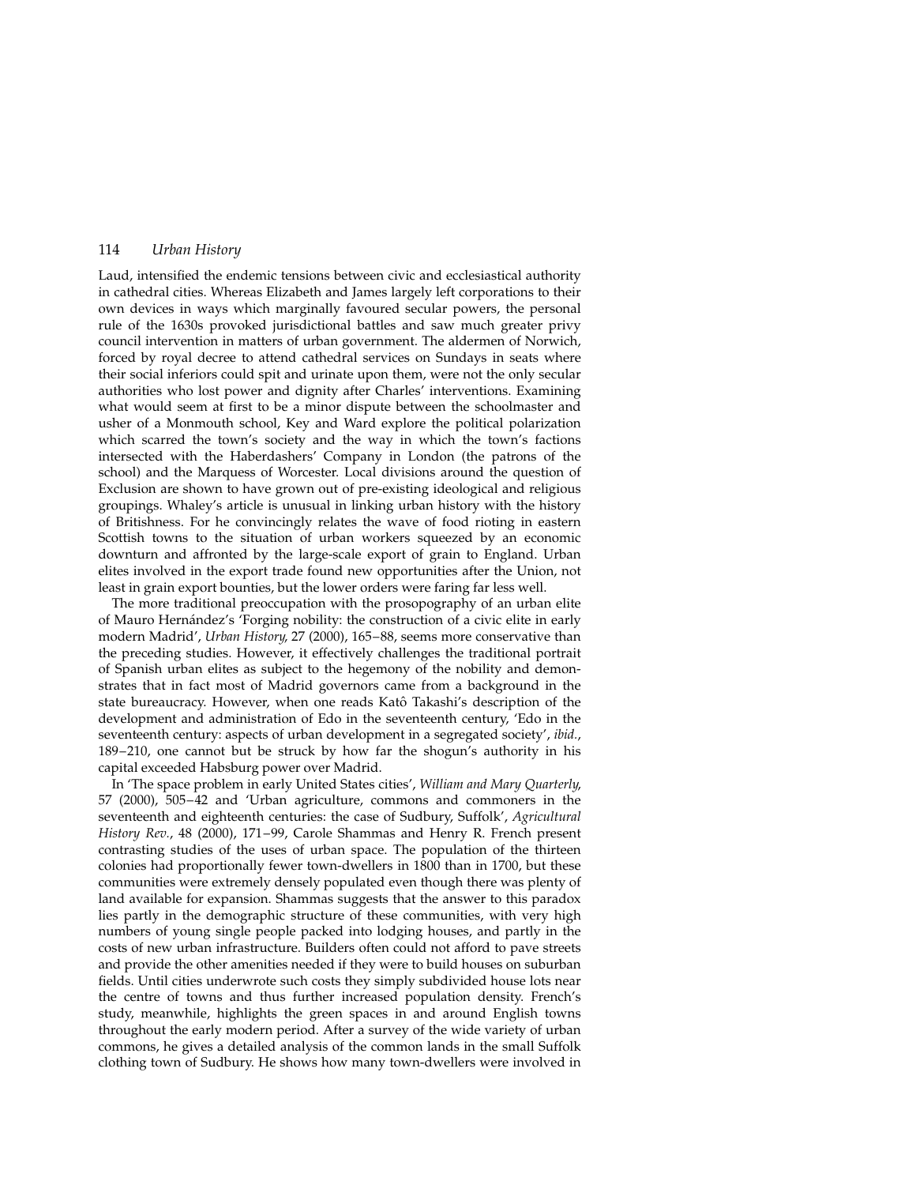Laud, intensified the endemic tensions between civic and ecclesiastical authority in cathedral cities. Whereas Elizabeth and James largely left corporations to their own devices in ways which marginally favoured secular powers, the personal rule of the 1630s provoked jurisdictional battles and saw much greater privy council intervention in matters of urban government. The aldermen of Norwich, forced by royal decree to attend cathedral services on Sundays in seats where their social inferiors could spit and urinate upon them, were not the only secular authorities who lost power and dignity after Charles' interventions. Examining what would seem at first to be a minor dispute between the schoolmaster and usher of a Monmouth school, Key and Ward explore the political polarization which scarred the town's society and the way in which the town's factions intersected with the Haberdashers' Company in London (the patrons of the school) and the Marquess of Worcester. Local divisions around the question of Exclusion are shown to have grown out of pre-existing ideological and religious groupings. Whaley's article is unusual in linking urban history with the history of Britishness. For he convincingly relates the wave of food rioting in eastern Scottish towns to the situation of urban workers squeezed by an economic downturn and affronted by the large-scale export of grain to England. Urban elites involved in the export trade found new opportunities after the Union, not least in grain export bounties, but the lower orders were faring far less well.

The more traditional preoccupation with the prosopography of an urban elite of Mauro Hernández's 'Forging nobility: the construction of a civic elite in early modern Madrid', *Urban History*, 27 (2000), 165–88, seems more conservative than the preceding studies. However, it effectively challenges the traditional portrait of Spanish urban elites as subject to the hegemony of the nobility and demonstrates that in fact most of Madrid governors came from a background in the state bureaucracy. However, when one reads Katô Takashi's description of the development and administration of Edo in the seventeenth century, 'Edo in the seventeenth century: aspects of urban development in a segregated society', *ibid.*, 189–210, one cannot but be struck by how far the shogun's authority in his capital exceeded Habsburg power over Madrid.

In 'The space problem in early United States cities', *William and Mary Quarterly*, 57 (2000), 505–42 and 'Urban agriculture, commons and commoners in the seventeenth and eighteenth centuries: the case of Sudbury, Suffolk', *Agricultural History Rev.*, 48 (2000), 171–99, Carole Shammas and Henry R. French present contrasting studies of the uses of urban space. The population of the thirteen colonies had proportionally fewer town-dwellers in 1800 than in 1700, but these communities were extremely densely populated even though there was plenty of land available for expansion. Shammas suggests that the answer to this paradox lies partly in the demographic structure of these communities, with very high numbers of young single people packed into lodging houses, and partly in the costs of new urban infrastructure. Builders often could not afford to pave streets and provide the other amenities needed if they were to build houses on suburban fields. Until cities underwrote such costs they simply subdivided house lots near the centre of towns and thus further increased population density. French's study, meanwhile, highlights the green spaces in and around English towns throughout the early modern period. After a survey of the wide variety of urban commons, he gives a detailed analysis of the common lands in the small Suffolk clothing town of Sudbury. He shows how many town-dwellers were involved in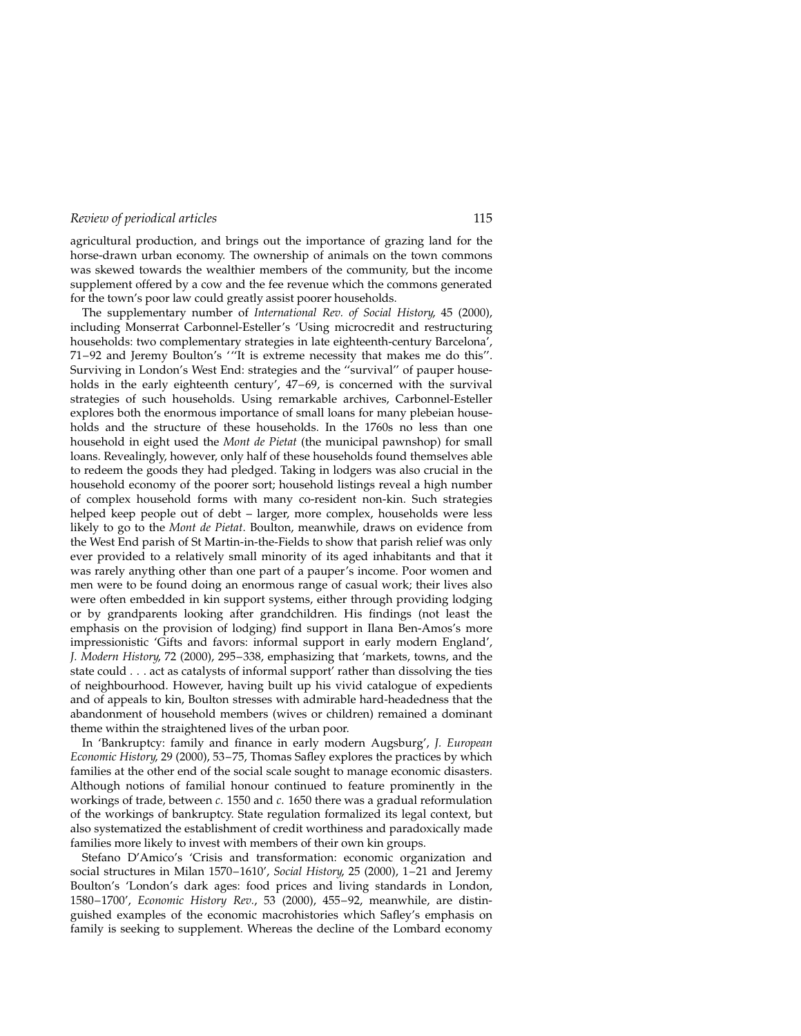agricultural production, and brings out the importance of grazing land for the horse-drawn urban economy. The ownership of animals on the town commons was skewed towards the wealthier members of the community, but the income supplement offered by a cow and the fee revenue which the commons generated for the town's poor law could greatly assist poorer households.

The supplementary number of *International Rev. of Social History*, 45 (2000), including Monserrat Carbonnel-Esteller's 'Using microcredit and restructuring households: two complementary strategies in late eighteenth-century Barcelona', 71–92 and Jeremy Boulton's '"It is extreme necessity that makes me do this". Surviving in London's West End: strategies and the "survival" of pauper households in the early eighteenth century', 47–69, is concerned with the survival strategies of such households. Using remarkable archives, Carbonnel-Esteller explores both the enormous importance of small loans for many plebeian households and the structure of these households. In the 1760s no less than one household in eight used the *Mont de Pietat* (the municipal pawnshop) for small loans. Revealingly, however, only half of these households found themselves able to redeem the goods they had pledged. Taking in lodgers was also crucial in the household economy of the poorer sort; household listings reveal a high number of complex household forms with many co-resident non-kin. Such strategies helped keep people out of debt – larger, more complex, households were less likely to go to the *Mont de Pietat*. Boulton, meanwhile, draws on evidence from the West End parish of St Martin-in-the-Fields to show that parish relief was only ever provided to a relatively small minority of its aged inhabitants and that it was rarely anything other than one part of a pauper's income. Poor women and men were to be found doing an enormous range of casual work; their lives also were often embedded in kin support systems, either through providing lodging or by grandparents looking after grandchildren. His findings (not least the emphasis on the provision of lodging) find support in Ilana Ben-Amos's more impressionistic 'Gifts and favors: informal support in early modern England', *J. Modern History*, 72 (2000), 295–338, emphasizing that 'markets, towns, and the state could . . . act as catalysts of informal support' rather than dissolving the ties of neighbourhood. However, having built up his vivid catalogue of expedients and of appeals to kin, Boulton stresses with admirable hard-headedness that the abandonment of household members (wives or children) remained a dominant theme within the straightened lives of the urban poor.

In 'Bankruptcy: family and finance in early modern Augsburg', *J. European Economic History*, 29 (2000), 53–75, Thomas Safley explores the practices by which families at the other end of the social scale sought to manage economic disasters. Although notions of familial honour continued to feature prominently in the workings of trade, between *c.* 1550 and *c.* 1650 there was a gradual reformulation of the workings of bankruptcy. State regulation formalized its legal context, but also systematized the establishment of credit worthiness and paradoxically made families more likely to invest with members of their own kin groups.

Stefano D'Amico's 'Crisis and transformation: economic organization and social structures in Milan 1570–1610', *Social History*, 25 (2000), 1–21 and Jeremy Boulton's 'London's dark ages: food prices and living standards in London, 1580–1700', *Economic History Rev.*, 53 (2000), 455–92, meanwhile, are distinguished examples of the economic macrohistories which Safley's emphasis on family is seeking to supplement. Whereas the decline of the Lombard economy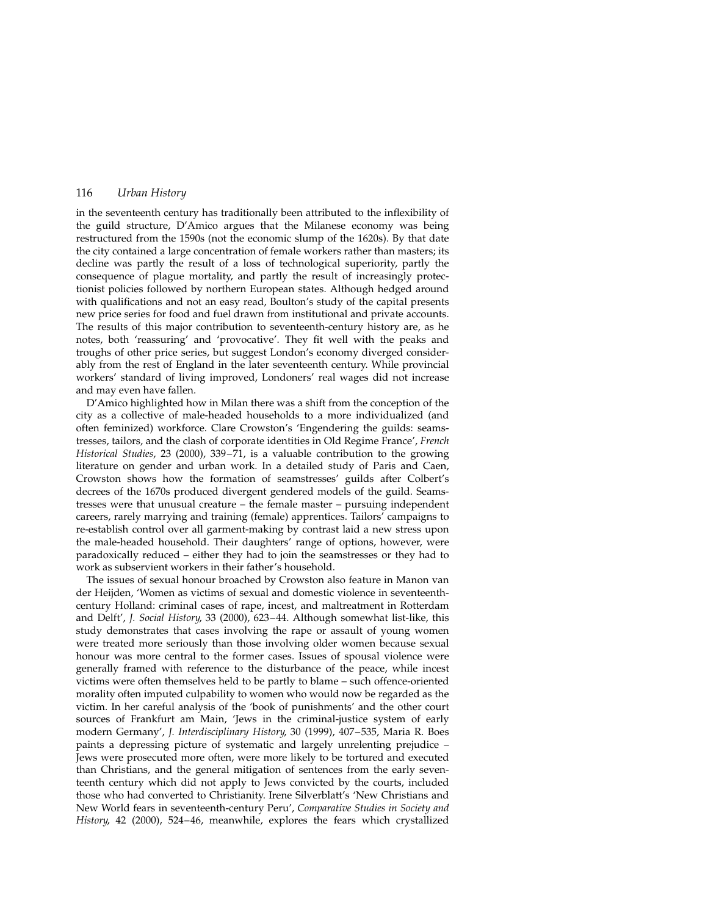in the seventeenth century has traditionally been attributed to the inflexibility of the guild structure, D'Amico argues that the Milanese economy was being restructured from the 1590s (not the economic slump of the 1620s). By that date the city contained a large concentration of female workers rather than masters; its decline was partly the result of a loss of technological superiority, partly the consequence of plague mortality, and partly the result of increasingly protectionist policies followed by northern European states. Although hedged around with qualifications and not an easy read, Boulton's study of the capital presents new price series for food and fuel drawn from institutional and private accounts. The results of this major contribution to seventeenth-century history are, as he notes, both 'reassuring' and 'provocative'. They fit well with the peaks and troughs of other price series, but suggest London's economy diverged considerably from the rest of England in the later seventeenth century. While provincial workers' standard of living improved, Londoners' real wages did not increase and may even have fallen.

D'Amico highlighted how in Milan there was a shift from the conception of the city as a collective of male-headed households to a more individualized (and often feminized) workforce. Clare Crowston's 'Engendering the guilds: seamstresses, tailors, and the clash of corporate identities in Old Regime France', *French Historical Studies*, 23 (2000), 339–71, is a valuable contribution to the growing literature on gender and urban work. In a detailed study of Paris and Caen, Crowston shows how the formation of seamstresses' guilds after Colbert's decrees of the 1670s produced divergent gendered models of the guild. Seamstresses were that unusual creature – the female master – pursuing independent careers, rarely marrying and training (female) apprentices. Tailors' campaigns to re-establish control over all garment-making by contrast laid a new stress upon the male-headed household. Their daughters' range of options, however, were paradoxically reduced – either they had to join the seamstresses or they had to work as subservient workers in their father's household.

The issues of sexual honour broached by Crowston also feature in Manon van der Heijden, 'Women as victims of sexual and domestic violence in seventeenth-century Holland: criminal cases of rape, incest, and maltreatment in Rotterdam and Delft', *J. Social History*, 33 (2000), 623–44. Although somewhat list-like, this study demonstrates that cases involving the rape or assault of young women were treated more seriously than those involving older women because sexual honour was more central to the former cases. Issues of spousal violence were generally framed with reference to the disturbance of the peace, while incest victims were often themselves held to be partly to blame – such offence-oriented morality often imputed culpability to women who would now be regarded as the victim. In her careful analysis of the 'book of punishments' and the other court sources of Frankfurt am Main, 'Jews in the criminal-justice system of early modern Germany', *J. Interdisciplinary History*, 30 (1999), 407–535, Maria R. Boes paints a depressing picture of systematic and largely unrelenting prejudice – Jews were prosecuted more often, were more likely to be tortured and executed than Christians, and the general mitigation of sentences from the early seventeenth century which did not apply to Jews convicted by the courts, included those who had converted to Christianity. Irene Silverblatt's 'New Christians and New World fears in seventeenth-century Peru', *Comparative Studies in Society and History*, 42 (2000), 524–46, meanwhile, explores the fears which crystallized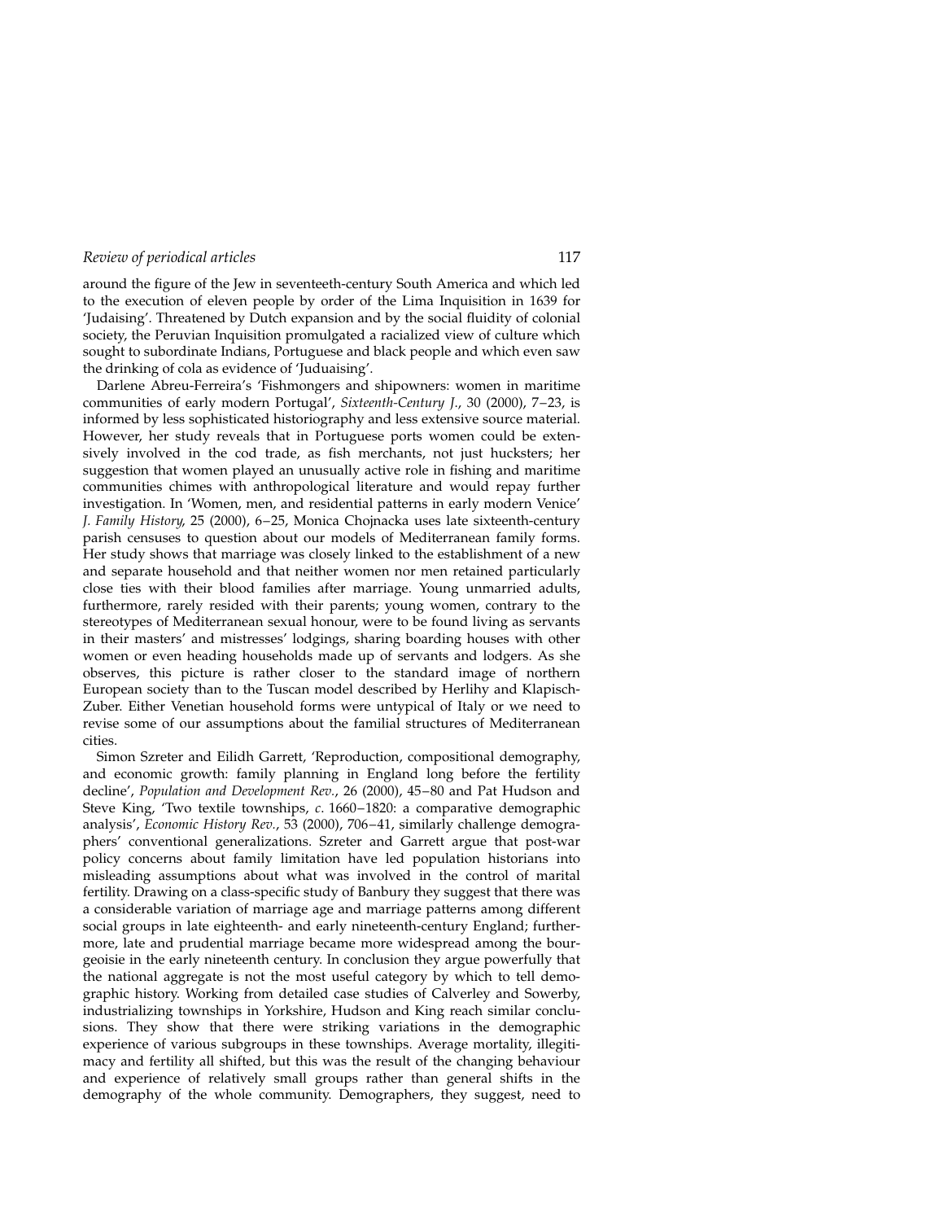around the figure of the Jew in seventeeth-century South America and which led to the execution of eleven people by order of the Lima Inquisition in 1639 for 'Judaising'. Threatened by Dutch expansion and by the social fluidity of colonial society, the Peruvian Inquisition promulgated a racialized view of culture which sought to subordinate Indians, Portuguese and black people and which even saw the drinking of cola as evidence of 'Juduaising'.

Darlene Abreu-Ferreira's 'Fishmongers and shipowners: women in maritime communities of early modern Portugal', *Sixteenth-Century J.*, 30 (2000), 7–23, is informed by less sophisticated historiography and less extensive source material. However, her study reveals that in Portuguese ports women could be extensively involved in the cod trade, as fish merchants, not just hucksters; her suggestion that women played an unusually active role in fishing and maritime communities chimes with anthropological literature and would repay further investigation. In 'Women, men, and residential patterns in early modern Venice' *J. Family History*, 25 (2000), 6–25, Monica Chojnacka uses late sixteenth-century parish censuses to question about our models of Mediterranean family forms. Her study shows that marriage was closely linked to the establishment of a new and separate household and that neither women nor men retained particularly close ties with their blood families after marriage. Young unmarried adults, furthermore, rarely resided with their parents; young women, contrary to the stereotypes of Mediterranean sexual honour, were to be found living as servants in their masters' and mistresses' lodgings, sharing boarding houses with other women or even heading households made up of servants and lodgers. As she observes, this picture is rather closer to the standard image of northern European society than to the Tuscan model described by Herlihy and Klapisch-Zuber. Either Venetian household forms were untypical of Italy or we need to revise some of our assumptions about the familial structures of Mediterranean cities.

Simon Szreter and Eilidh Garrett, 'Reproduction, compositional demography, and economic growth: family planning in England long before the fertility decline', *Population and Development Rev.*, 26 (2000), 45–80 and Pat Hudson and Steve King, 'Two textile townships, *c*. 1660–1820: a comparative demographic analysis', *Economic History Rev.*, 53 (2000), 706–41, similarly challenge demographers' conventional generalizations. Szreter and Garrett argue that post-war policy concerns about family limitation have led population historians into misleading assumptions about what was involved in the control of marital fertility. Drawing on a class-specific study of Banbury they suggest that there was a considerable variation of marriage age and marriage patterns among different social groups in late eighteenth- and early nineteenth-century England; furthermore, late and prudential marriage became more widespread among the bourgeoisie in the early nineteenth century. In conclusion they argue powerfully that the national aggregate is not the most useful category by which to tell demographic history. Working from detailed case studies of Calverley and Sowerby, industrializing townships in Yorkshire, Hudson and King reach similar conclusions. They show that there were striking variations in the demographic experience of various subgroups in these townships. Average mortality, illegitimacy and fertility all shifted, but this was the result of the changing behaviour and experience of relatively small groups rather than general shifts in the demography of the whole community. Demographers, they suggest, need to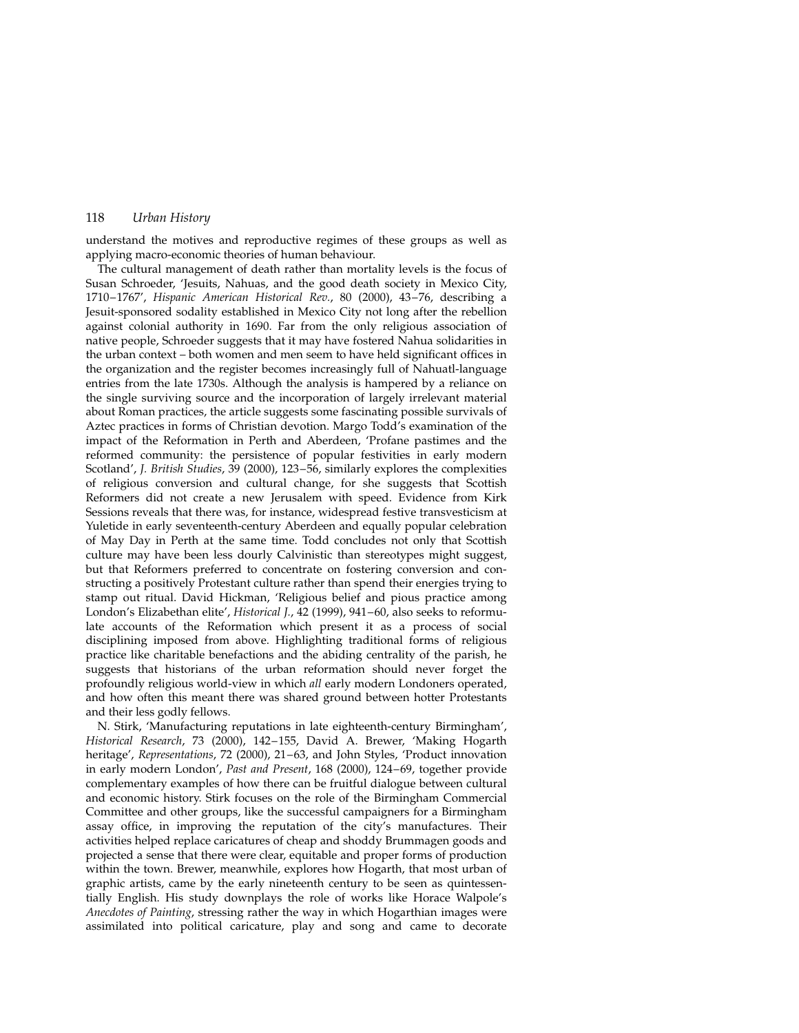understand the motives and reproductive regimes of these groups as well as applying macro-economic theories of human behaviour.

The cultural management of death rather than mortality levels is the focus of Susan Schroeder, 'Jesuits, Nahuas, and the good death society in Mexico City, 1710–1767', *Hispanic American Historical Rev.*, 80 (2000), 43–76, describing a Jesuit-sponsored sodality established in Mexico City not long after the rebellion against colonial authority in 1690. Far from the only religious association of native people, Schroeder suggests that it may have fostered Nahua solidarities in the urban context – both women and men seem to have held significant offices in the organization and the register becomes increasingly full of Nahuatl-language entries from the late 1730s. Although the analysis is hampered by a reliance on the single surviving source and the incorporation of largely irrelevant material about Roman practices, the article suggests some fascinating possible survivals of Aztec practices in forms of Christian devotion. Margo Todd's examination of the impact of the Reformation in Perth and Aberdeen, 'Profane pastimes and the reformed community: the persistence of popular festivities in early modern Scotland', *J. British Studies*, 39 (2000), 123–56, similarly explores the complexities of religious conversion and cultural change, for she suggests that Scottish Reformers did not create a new Jerusalem with speed. Evidence from Kirk Sessions reveals that there was, for instance, widespread festive transvesticism at Yuletide in early seventeenth-century Aberdeen and equally popular celebration of May Day in Perth at the same time. Todd concludes not only that Scottish culture may have been less dourly Calvinistic than stereotypes might suggest, but that Reformers preferred to concentrate on fostering conversion and constructing a positively Protestant culture rather than spend their energies trying to stamp out ritual. David Hickman, 'Religious belief and pious practice among London's Elizabethan elite', *Historical J.*, 42 (1999), 941–60, also seeks to reformulate accounts of the Reformation which present it as a process of social disciplining imposed from above. Highlighting traditional forms of religious practice like charitable benefactions and the abiding centrality of the parish, he suggests that historians of the urban reformation should never forget the profoundly religious world-view in which *all* early modern Londoners operated, and how often this meant there was shared ground between hotter Protestants and their less godly fellows.

N. Stirk, 'Manufacturing reputations in late eighteenth-century Birmingham', *Historical Research*, 73 (2000), 142–155, David A. Brewer, 'Making Hogarth heritage', *Representations*, 72 (2000), 21–63, and John Styles, 'Product innovation in early modern London', *Past and Present*, 168 (2000), 124–69, together provide complementary examples of how there can be fruitful dialogue between cultural and economic history. Stirk focuses on the role of the Birmingham Commercial Committee and other groups, like the successful campaigners for a Birmingham assay office, in improving the reputation of the city's manufactures. Their activities helped replace caricatures of cheap and shoddy Brummagen goods and projected a sense that there were clear, equitable and proper forms of production within the town. Brewer, meanwhile, explores how Hogarth, that most urban of graphic artists, came by the early nineteenth century to be seen as quintessentially English. His study downplays the role of works like Horace Walpole's *Anecdotes of Painting*, stressing rather the way in which Hogarthian images were assimilated into political caricature, play and song and came to decorate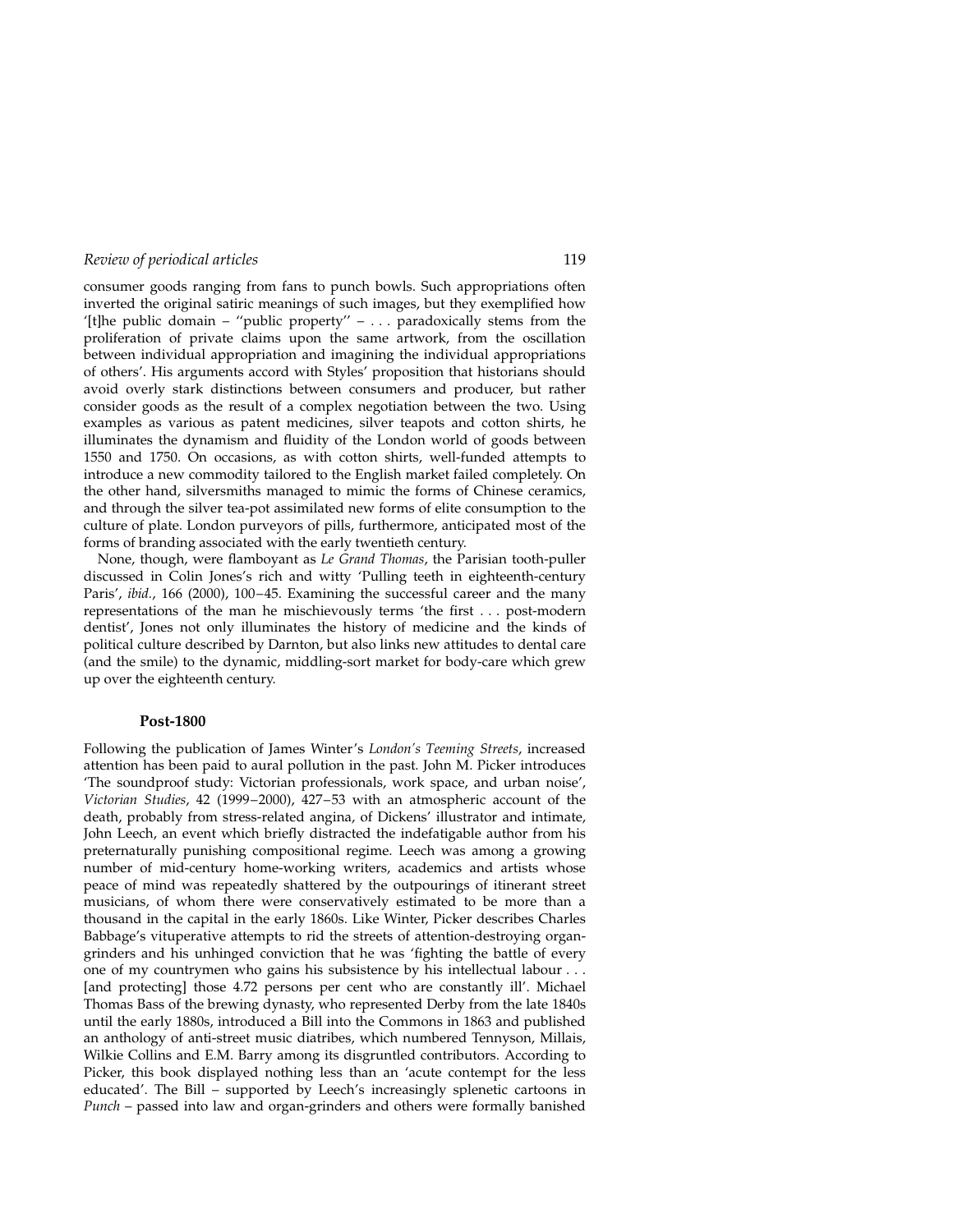consumer goods ranging from fans to punch bowls. Such appropriations often inverted the original satiric meanings of such images, but they exemplified how '[t]he public domain – ''public property'' – . . . paradoxically stems from the proliferation of private claims upon the same artwork, from the oscillation between individual appropriation and imagining the individual appropriations of others'. His arguments accord with Styles' proposition that historians should avoid overly stark distinctions between consumers and producer, but rather consider goods as the result of a complex negotiation between the two. Using examples as various as patent medicines, silver teapots and cotton shirts, he illuminates the dynamism and fluidity of the London world of goods between 1550 and 1750. On occasions, as with cotton shirts, well-funded attempts to introduce a new commodity tailored to the English market failed completely. On the other hand, silversmiths managed to mimic the forms of Chinese ceramics, and through the silver tea-pot assimilated new forms of elite consumption to the culture of plate. London purveyors of pills, furthermore, anticipated most of the forms of branding associated with the early twentieth century.

None, though, were flamboyant as *Le Grand Thomas*, the Parisian tooth-puller discussed in Colin Jones's rich and witty 'Pulling teeth in eighteenth-century Paris', *ibid.*, 166 (2000), 100–45. Examining the successful career and the many representations of the man he mischievously terms 'the first . . . post-modern dentist', Jones not only illuminates the history of medicine and the kinds of political culture described by Darnton, but also links new attitudes to dental care (and the smile) to the dynamic, middling-sort market for body-care which grew up over the eighteenth century.

## Post-1800

Following the publication of James Winter's *London's Teeming Streets*, increased attention has been paid to aural pollution in the past. John M. Picker introduces 'The soundproof study: Victorian professionals, work space, and urban noise', *Victorian Studies*, 42 (1999–2000), 427–53 with an atmospheric account of the death, probably from stress-related angina, of Dickens' illustrator and intimate, John Leech, an event which briefly distracted the indefatigable author from his preternaturally punishing compositional regime. Leech was among a growing number of mid-century home-working writers, academics and artists whose peace of mind was repeatedly shattered by the outpourings of itinerant street musicians, of whom there were conservatively estimated to be more than a thousand in the capital in the early 1860s. Like Winter, Picker describes Charles Babbage's vituperative attempts to rid the streets of attention-destroying organ-grinders and his unhinged conviction that he was 'fighting the battle of every one of my countrymen who gains his subsistence by his intellectual labour . . . [and protecting] those 4.72 persons per cent who are constantly ill'. Michael Thomas Bass of the brewing dynasty, who represented Derby from the late 1840s until the early 1880s, introduced a Bill into the Commons in 1863 and published an anthology of anti-street music diatribes, which numbered Tennyson, Millais, Wilkie Collins and E.M. Barry among its disgruntled contributors. According to Picker, this book displayed nothing less than an 'acute contempt for the less educated'. The Bill – supported by Leech's increasingly splenetic cartoons in *Punch* – passed into law and organ-grinders and others were formally banished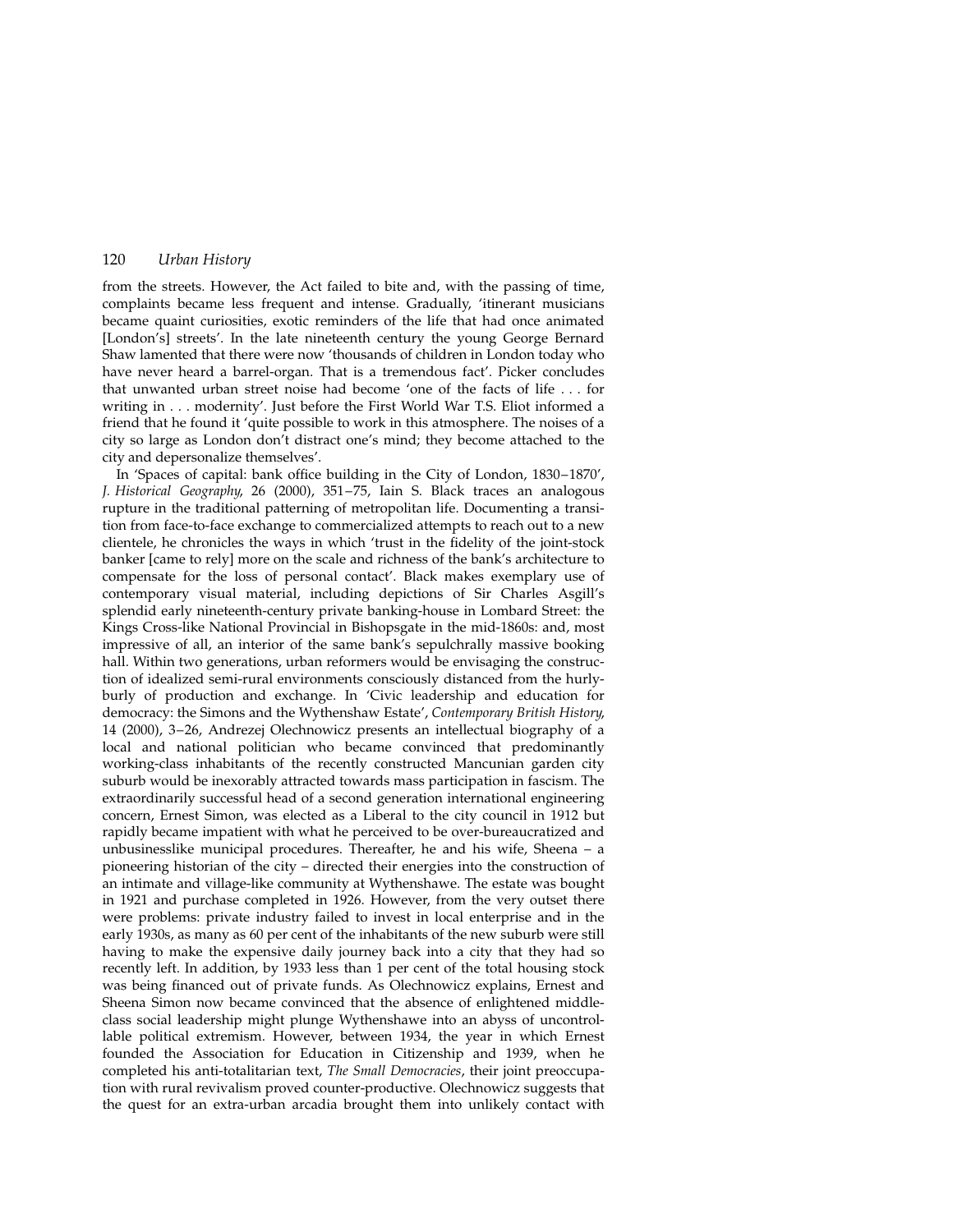from the streets. However, the Act failed to bite and, with the passing of time, complaints became less frequent and intense. Gradually, 'itinerant musicians became quaint curiosities, exotic reminders of the life that had once animated [London's] streets'. In the late nineteenth century the young George Bernard Shaw lamented that there were now 'thousands of children in London today who have never heard a barrel-organ. That is a tremendous fact'. Picker concludes that unwanted urban street noise had become 'one of the facts of life . . . for writing in . . . modernity'. Just before the First World War T.S. Eliot informed a friend that he found it 'quite possible to work in this atmosphere. The noises of a city so large as London don't distract one's mind; they become attached to the city and depersonalize themselves'.

In 'Spaces of capital: bank office building in the City of London, 1830–1870', *J. Historical Geography*, 26 (2000), 351–75, Iain S. Black traces an analogous rupture in the traditional patterning of metropolitan life. Documenting a transition from face-to-face exchange to commercialized attempts to reach out to a new clientele, he chronicles the ways in which 'trust in the fidelity of the joint-stock banker [came to rely] more on the scale and richness of the bank's architecture to compensate for the loss of personal contact'. Black makes exemplary use of contemporary visual material, including depictions of Sir Charles Asgill's splendid early nineteenth-century private banking-house in Lombard Street: the Kings Cross-like National Provincial in Bishopsgate in the mid-1860s: and, most impressive of all, an interior of the same bank's sepulchrally massive booking hall. Within two generations, urban reformers would be envisaging the construction of idealized semi-rural environments consciously distanced from the hurly-burly of production and exchange. In 'Civic leadership and education for democracy: the Simons and the Wythenshaw Estate', *Contemporary British History*, 14 (2000), 3–26, Andrezej Olechnowicz presents an intellectual biography of a local and national politician who became convinced that predominantly working-class inhabitants of the recently constructed Mancunian garden city suburb would be inexorably attracted towards mass participation in fascism. The extraordinarily successful head of a second generation international engineering concern, Ernest Simon, was elected as a Liberal to the city council in 1912 but rapidly became impatient with what he perceived to be over-bureaucratized and unbusinesslike municipal procedures. Thereafter, he and his wife, Sheena – a pioneering historian of the city – directed their energies into the construction of an intimate and village-like community at Wythenshawe. The estate was bought in 1921 and purchase completed in 1926. However, from the very outset there were problems: private industry failed to invest in local enterprise and in the early 1930s, as many as 60 per cent of the inhabitants of the new suburb were still having to make the expensive daily journey back into a city that they had so recently left. In addition, by 1933 less than 1 per cent of the total housing stock was being financed out of private funds. As Olechnowicz explains, Ernest and Sheena Simon now became convinced that the absence of enlightened middle-class social leadership might plunge Wythenshawe into an abyss of uncontrollable political extremism. However, between 1934, the year in which Ernest founded the Association for Education in Citizenship and 1939, when he completed his anti-totalitarian text, *The Small Democracies*, their joint preoccupation with rural revivalism proved counter-productive. Olechnowicz suggests that the quest for an extra-urban arcadia brought them into unlikely contact with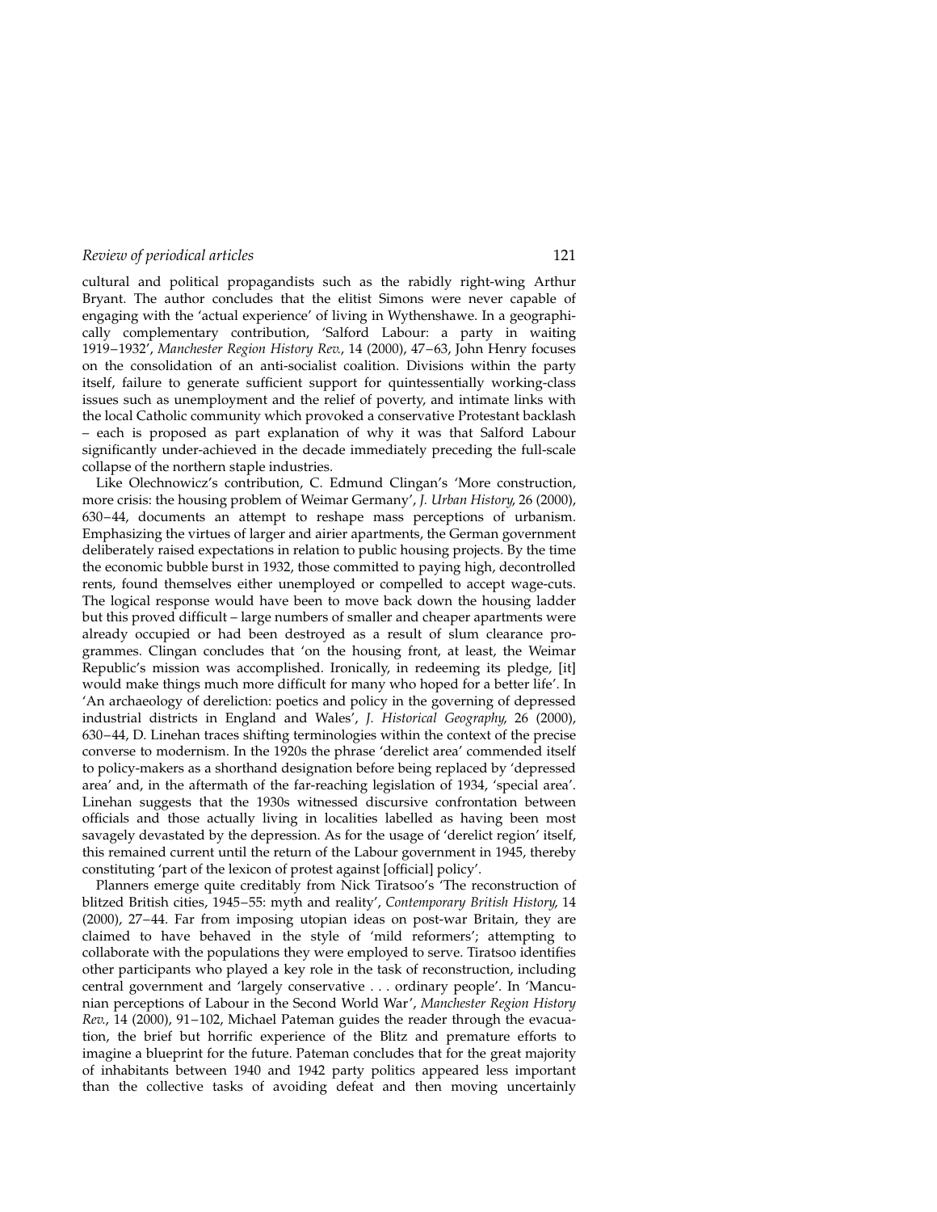cultural and political propagandists such as the rabidly right-wing Arthur Bryant. The author concludes that the elitist Simons were never capable of engaging with the 'actual experience' of living in Wythenshawe. In a geographically complementary contribution, 'Salford Labour: a party in waiting 1919–1932', *Manchester Region History Rev.*, 14 (2000), 47–63, John Henry focuses on the consolidation of an anti-socialist coalition. Divisions within the party itself, failure to generate sufficient support for quintessentially working-class issues such as unemployment and the relief of poverty, and intimate links with the local Catholic community which provoked a conservative Protestant backlash – each is proposed as part explanation of why it was that Salford Labour significantly under-achieved in the decade immediately preceding the full-scale collapse of the northern staple industries.

Like Olechnowicz's contribution, C. Edmund Clingan's 'More construction, more crisis: the housing problem of Weimar Germany', *J. Urban History*, 26 (2000), 630–44, documents an attempt to reshape mass perceptions of urbanism. Emphasizing the virtues of larger and airier apartments, the German government deliberately raised expectations in relation to public housing projects. By the time the economic bubble burst in 1932, those committed to paying high, decontrolled rents, found themselves either unemployed or compelled to accept wage-cuts. The logical response would have been to move back down the housing ladder but this proved difficult – large numbers of smaller and cheaper apartments were already occupied or had been destroyed as a result of slum clearance programmes. Clingan concludes that 'on the housing front, at least, the Weimar Republic's mission was accomplished. Ironically, in redeeming its pledge, [it] would make things much more difficult for many who hoped for a better life'. In 'An archaeology of dereliction: poetics and policy in the governing of depressed industrial districts in England and Wales', *J. Historical Geography*, 26 (2000), 630–44, D. Linehan traces shifting terminologies within the context of the precise converse to modernism. In the 1920s the phrase 'derelict area' commended itself to policy-makers as a shorthand designation before being replaced by 'depressed area' and, in the aftermath of the far-reaching legislation of 1934, 'special area'. Linehan suggests that the 1930s witnessed discursive confrontation between officials and those actually living in localities labelled as having been most savagely devastated by the depression. As for the usage of 'derelict region' itself, this remained current until the return of the Labour government in 1945, thereby constituting 'part of the lexicon of protest against [official] policy'.

Planners emerge quite creditably from Nick Tiratsoo's 'The reconstruction of blitzed British cities, 1945–55: myth and reality', *Contemporary British History*, 14 (2000), 27–44. Far from imposing utopian ideas on post-war Britain, they are claimed to have behaved in the style of 'mild reformers'; attempting to collaborate with the populations they were employed to serve. Tiratsoo identifies other participants who played a key role in the task of reconstruction, including central government and 'largely conservative . . . ordinary people'. In 'Mancunian perceptions of Labour in the Second World War', *Manchester Region History Rev.*, 14 (2000), 91–102, Michael Pateman guides the reader through the evacuation, the brief but horrific experience of the Blitz and premature efforts to imagine a blueprint for the future. Pateman concludes that for the great majority of inhabitants between 1940 and 1942 party politics appeared less important than the collective tasks of avoiding defeat and then moving uncertainly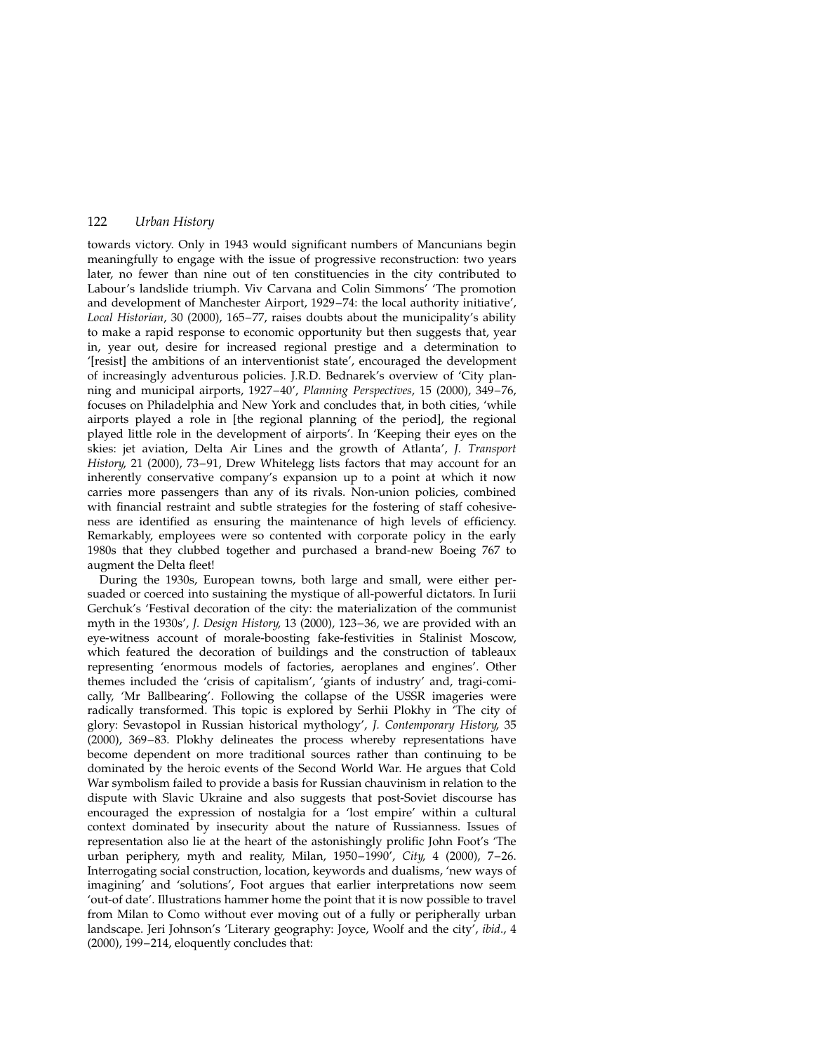towards victory. Only in 1943 would significant numbers of Mancunians begin meaningfully to engage with the issue of progressive reconstruction: two years later, no fewer than nine out of ten constituencies in the city contributed to Labour's landslide triumph. Viv Carvana and Colin Simmons' 'The promotion and development of Manchester Airport, 1929–74: the local authority initiative', *Local Historian*, 30 (2000), 165–77, raises doubts about the municipality's ability to make a rapid response to economic opportunity but then suggests that, year in, year out, desire for increased regional prestige and a determination to '[resist] the ambitions of an interventionist state', encouraged the development of increasingly adventurous policies. J.R.D. Bednarek's overview of 'City planning and municipal airports, 1927–40', *Planning Perspectives*, 15 (2000), 349–76, focuses on Philadelphia and New York and concludes that, in both cities, 'while airports played a role in [the regional planning of the period], the regional played little role in the development of airports'. In 'Keeping their eyes on the skies: jet aviation, Delta Air Lines and the growth of Atlanta', *J. Transport History*, 21 (2000), 73–91, Drew Whitelegg lists factors that may account for an inherently conservative company's expansion up to a point at which it now carries more passengers than any of its rivals. Non-union policies, combined with financial restraint and subtle strategies for the fostering of staff cohesiveness are identified as ensuring the maintenance of high levels of efficiency. Remarkably, employees were so contented with corporate policy in the early 1980s that they clubbed together and purchased a brand-new Boeing 767 to augment the Delta fleet!

During the 1930s, European towns, both large and small, were either persuaded or coerced into sustaining the mystique of all-powerful dictators. In Iurii Gerchuk's 'Festival decoration of the city: the materialization of the communist myth in the 1930s', *J. Design History*, 13 (2000), 123–36, we are provided with an eye-witness account of morale-boosting fake-festivities in Stalinist Moscow, which featured the decoration of buildings and the construction of tableaux representing 'enormous models of factories, aeroplanes and engines'. Other themes included the 'crisis of capitalism', 'giants of industry' and, tragi-comically, 'Mr Ballbearing'. Following the collapse of the USSR imageries were radically transformed. This topic is explored by Serhii Plokhy in 'The city of glory: Sevastopol in Russian historical mythology', *J. Contemporary History*, 35 (2000), 369–83. Plokhy delineates the process whereby representations have become dependent on more traditional sources rather than continuing to be dominated by the heroic events of the Second World War. He argues that Cold War symbolism failed to provide a basis for Russian chauvinism in relation to the dispute with Slavic Ukraine and also suggests that post-Soviet discourse has encouraged the expression of nostalgia for a 'lost empire' within a cultural context dominated by insecurity about the nature of Russianness. Issues of representation also lie at the heart of the astonishingly prolific John Foot's 'The urban periphery, myth and reality, Milan, 1950–1990', *City*, 4 (2000), 7–26. Interrogating social construction, location, keywords and dualisms, 'new ways of imagining' and 'solutions', Foot argues that earlier interpretations now seem 'out-of date'. Illustrations hammer home the point that it is now possible to travel from Milan to Como without ever moving out of a fully or peripherally urban landscape. Jeri Johnson's 'Literary geography: Joyce, Woolf and the city', *ibid*., 4 (2000), 199–214, eloquently concludes that: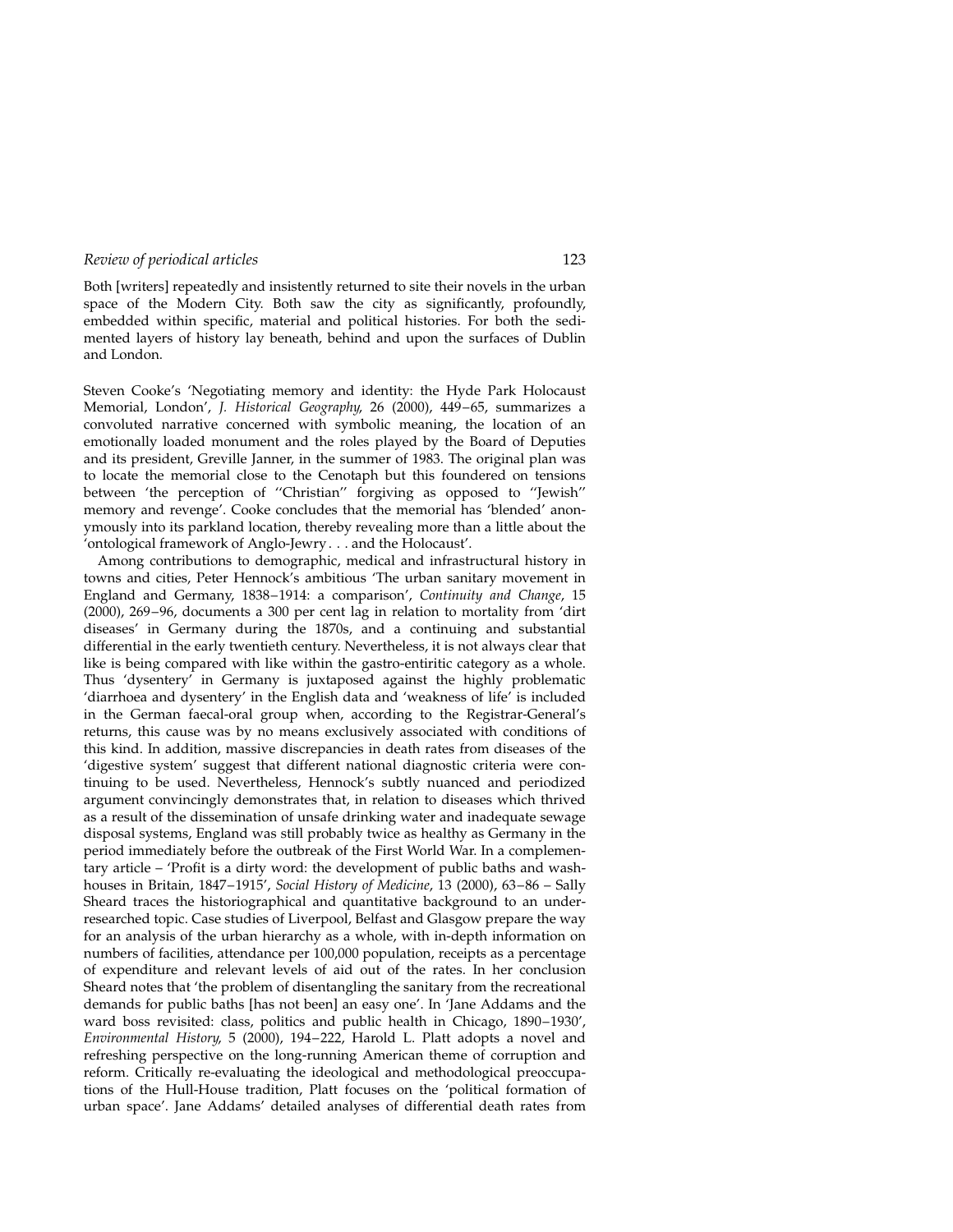Both [writers] repeatedly and insistently returned to site their novels in the urban space of the Modern City. Both saw the city as significantly, profoundly, embedded within specific, material and political histories. For both the sedimented layers of history lay beneath, behind and upon the surfaces of Dublin and London.

Steven Cooke's 'Negotiating memory and identity: the Hyde Park Holocaust Memorial, London', *J. Historical Geography*, 26 (2000), 449–65, summarizes a convoluted narrative concerned with symbolic meaning, the location of an emotionally loaded monument and the roles played by the Board of Deputies and its president, Greville Janner, in the summer of 1983. The original plan was to locate the memorial close to the Cenotaph but this foundered on tensions between 'the perception of ''Christian'' forgiving as opposed to ''Jewish'' memory and revenge'. Cooke concludes that the memorial has 'blended' anonymously into its parkland location, thereby revealing more than a little about the 'ontological framework of Anglo-Jewry . . . and the Holocaust'.

Among contributions to demographic, medical and infrastructural history in towns and cities, Peter Hennock's ambitious 'The urban sanitary movement in England and Germany, 1838–1914: a comparison', *Continuity and Change*, 15 (2000), 269–96, documents a 300 per cent lag in relation to mortality from 'dirt diseases' in Germany during the 1870s, and a continuing and substantial differential in the early twentieth century. Nevertheless, it is not always clear that like is being compared with like within the gastro-entiritic category as a whole. Thus 'dysentery' in Germany is juxtaposed against the highly problematic 'diarrhoea and dysentery' in the English data and 'weakness of life' is included in the German faecal-oral group when, according to the Registrar-General's returns, this cause was by no means exclusively associated with conditions of this kind. In addition, massive discrepancies in death rates from diseases of the 'digestive system' suggest that different national diagnostic criteria were continuing to be used. Nevertheless, Hennock's subtly nuanced and periodized argument convincingly demonstrates that, in relation to diseases which thrived as a result of the dissemination of unsafe drinking water and inadequate sewage disposal systems, England was still probably twice as healthy as Germany in the period immediately before the outbreak of the First World War. In a complementary article – 'Profit is a dirty word: the development of public baths and washhouses in Britain, 1847–1915', *Social History of Medicine*, 13 (2000), 63–86 – Sally Sheard traces the historiographical and quantitative background to an under-researched topic. Case studies of Liverpool, Belfast and Glasgow prepare the way for an analysis of the urban hierarchy as a whole, with in-depth information on numbers of facilities, attendance per 100,000 population, receipts as a percentage of expenditure and relevant levels of aid out of the rates. In her conclusion Sheard notes that 'the problem of disentangling the sanitary from the recreational demands for public baths [has not been] an easy one'. In 'Jane Addams and the ward boss revisited: class, politics and public health in Chicago, 1890–1930', *Environmental History*, 5 (2000), 194–222, Harold L. Platt adopts a novel and refreshing perspective on the long-running American theme of corruption and reform. Critically re-evaluating the ideological and methodological preoccupations of the Hull-House tradition, Platt focuses on the 'political formation of urban space'. Jane Addams' detailed analyses of differential death rates from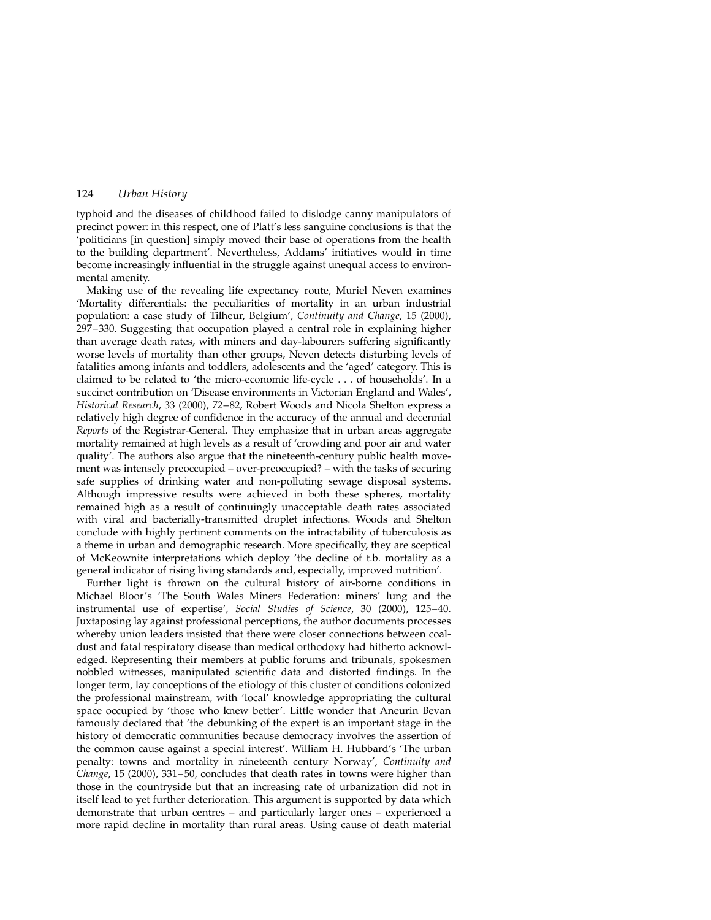typhoid and the diseases of childhood failed to dislodge canny manipulators of precinct power: in this respect, one of Platt's less sanguine conclusions is that the 'politicians [in question] simply moved their base of operations from the health to the building department'. Nevertheless, Addams' initiatives would in time become increasingly influential in the struggle against unequal access to environmental amenity.

Making use of the revealing life expectancy route, Muriel Neven examines 'Mortality differentials: the peculiarities of mortality in an urban industrial population: a case study of Tilheur, Belgium', *Continuity and Change*, 15 (2000), 297–330. Suggesting that occupation played a central role in explaining higher than average death rates, with miners and day-labourers suffering significantly worse levels of mortality than other groups, Neven detects disturbing levels of fatalities among infants and toddlers, adolescents and the 'aged' category. This is claimed to be related to 'the micro-economic life-cycle . . . of households'. In a succinct contribution on 'Disease environments in Victorian England and Wales', *Historical Research*, 33 (2000), 72–82, Robert Woods and Nicola Shelton express a relatively high degree of confidence in the accuracy of the annual and decennial *Reports* of the Registrar-General. They emphasize that in urban areas aggregate mortality remained at high levels as a result of 'crowding and poor air and water quality'. The authors also argue that the nineteenth-century public health movement was intensely preoccupied – over-preoccupied? – with the tasks of securing safe supplies of drinking water and non-polluting sewage disposal systems. Although impressive results were achieved in both these spheres, mortality remained high as a result of continuingly unacceptable death rates associated with viral and bacterially-transmitted droplet infections. Woods and Shelton conclude with highly pertinent comments on the intractability of tuberculosis as a theme in urban and demographic research. More specifically, they are sceptical of McKeownite interpretations which deploy 'the decline of t.b. mortality as a general indicator of rising living standards and, especially, improved nutrition'.

Further light is thrown on the cultural history of air-borne conditions in Michael Bloor's 'The South Wales Miners Federation: miners' lung and the instrumental use of expertise', *Social Studies of Science*, 30 (2000), 125–40. Juxtaposing lay against professional perceptions, the author documents processes whereby union leaders insisted that there were closer connections between coal-dust and fatal respiratory disease than medical orthodoxy had hitherto acknowledged. Representing their members at public forums and tribunals, spokesmen nobbled witnesses, manipulated scientific data and distorted findings. In the longer term, lay conceptions of the etiology of this cluster of conditions colonized the professional mainstream, with 'local' knowledge appropriating the cultural space occupied by 'those who knew better'. Little wonder that Aneurin Bevan famously declared that 'the debunking of the expert is an important stage in the history of democratic communities because democracy involves the assertion of the common cause against a special interest'. William H. Hubbard's 'The urban penalty: towns and mortality in nineteenth century Norway', *Continuity and Change*, 15 (2000), 331–50, concludes that death rates in towns were higher than those in the countryside but that an increasing rate of urbanization did not in itself lead to yet further deterioration. This argument is supported by data which demonstrate that urban centres – and particularly larger ones – experienced a more rapid decline in mortality than rural areas. Using cause of death material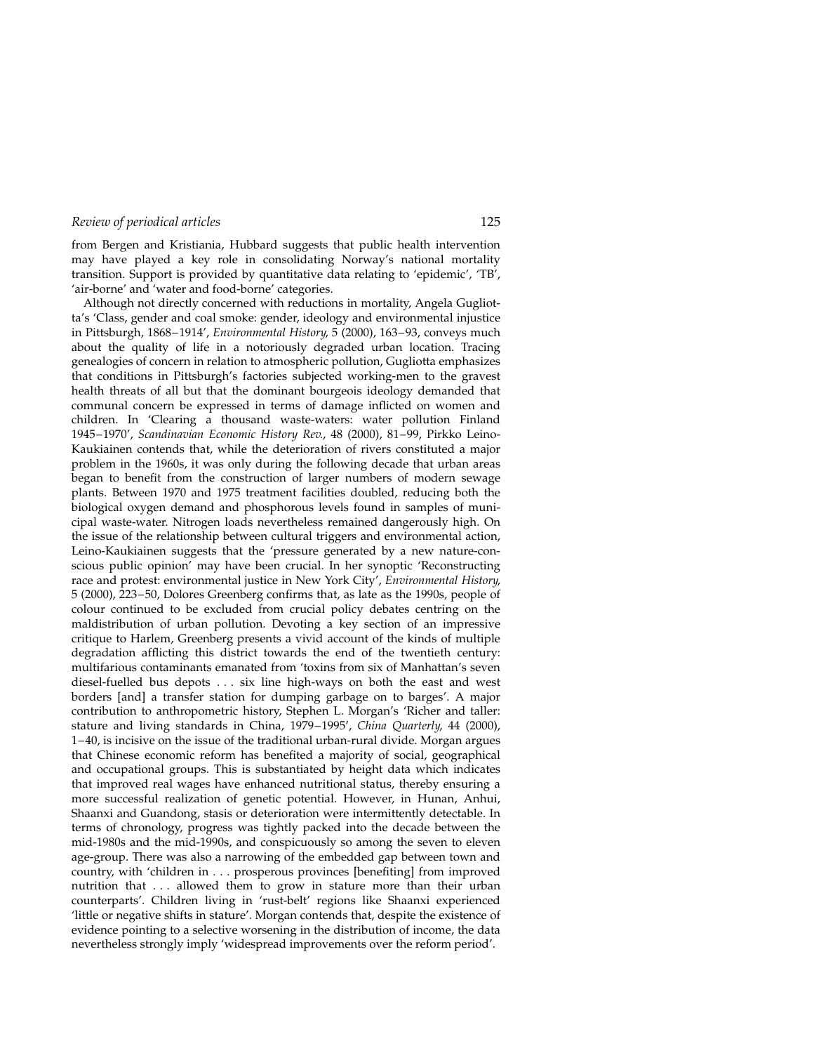from Bergen and Kristiania, Hubbard suggests that public health intervention may have played a key role in consolidating Norway's national mortality transition. Support is provided by quantitative data relating to 'epidemic', 'TB', 'air-borne' and 'water and food-borne' categories.

Although not directly concerned with reductions in mortality, Angela Gugliotta's 'Class, gender and coal smoke: gender, ideology and environmental injustice in Pittsburgh, 1868–1914', *Environmental History*, 5 (2000), 163–93, conveys much about the quality of life in a notoriously degraded urban location. Tracing genealogies of concern in relation to atmospheric pollution, Gugliotta emphasizes that conditions in Pittsburgh's factories subjected working-men to the gravest health threats of all but that the dominant bourgeois ideology demanded that communal concern be expressed in terms of damage inflicted on women and children. In 'Clearing a thousand waste-waters: water pollution Finland 1945–1970', *Scandinavian Economic History Rev.*, 48 (2000), 81–99, Pirkko Leino-Kaukiainen contends that, while the deterioration of rivers constituted a major problem in the 1960s, it was only during the following decade that urban areas began to benefit from the construction of larger numbers of modern sewage plants. Between 1970 and 1975 treatment facilities doubled, reducing both the biological oxygen demand and phosphorous levels found in samples of municipal waste-water. Nitrogen loads nevertheless remained dangerously high. On the issue of the relationship between cultural triggers and environmental action, Leino-Kaukiainen suggests that the 'pressure generated by a new nature-conscious public opinion' may have been crucial. In her synoptic 'Reconstructing race and protest: environmental justice in New York City', *Environmental History*, 5 (2000), 223–50, Dolores Greenberg confirms that, as late as the 1990s, people of colour continued to be excluded from crucial policy debates centring on the maldistribution of urban pollution. Devoting a key section of an impressive critique to Harlem, Greenberg presents a vivid account of the kinds of multiple degradation afflicting this district towards the end of the twentieth century: multifarious contaminants emanated from 'toxins from six of Manhattan's seven diesel-fuelled bus depots . . . six line high-ways on both the east and west borders [and] a transfer station for dumping garbage on to barges'. A major contribution to anthropometric history, Stephen L. Morgan's 'Richer and taller: stature and living standards in China, 1979–1995', *China Quarterly*, 44 (2000), 1–40, is incisive on the issue of the traditional urban-rural divide. Morgan argues that Chinese economic reform has benefited a majority of social, geographical and occupational groups. This is substantiated by height data which indicates that improved real wages have enhanced nutritional status, thereby ensuring a more successful realization of genetic potential. However, in Hunan, Anhui, Shaanxi and Guandong, stasis or deterioration were intermittently detectable. In terms of chronology, progress was tightly packed into the decade between the mid-1980s and the mid-1990s, and conspicuously so among the seven to eleven age-group. There was also a narrowing of the embedded gap between town and country, with 'children in . . . prosperous provinces [benefiting] from improved nutrition that . . . allowed them to grow in stature more than their urban counterparts'. Children living in 'rust-belt' regions like Shaanxi experienced 'little or negative shifts in stature'. Morgan contends that, despite the existence of evidence pointing to a selective worsening in the distribution of income, the data nevertheless strongly imply 'widespread improvements over the reform period'.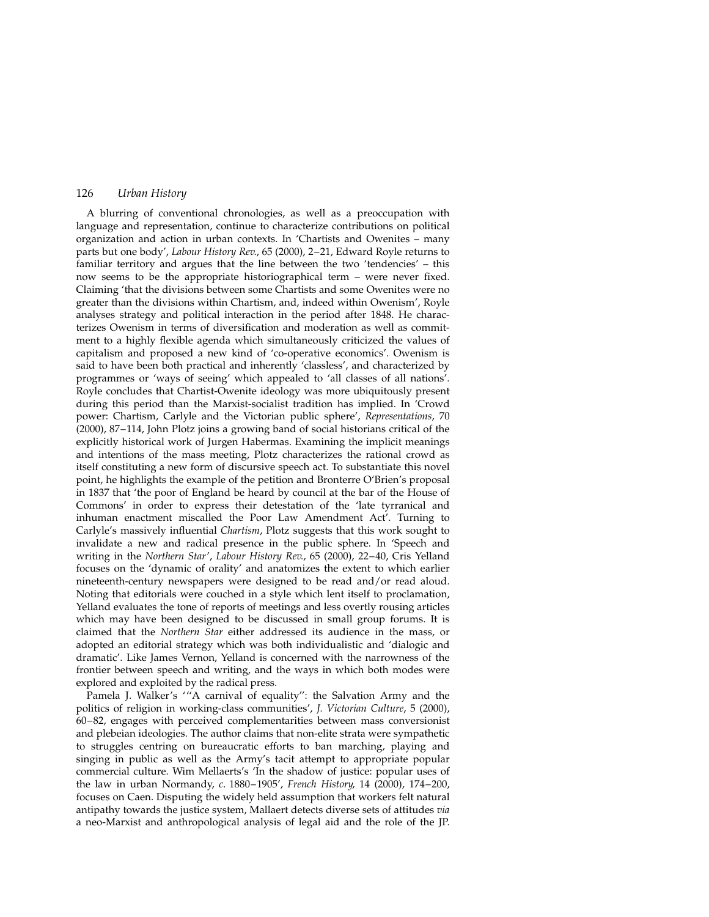A blurring of conventional chronologies, as well as a preoccupation with language and representation, continue to characterize contributions on political organization and action in urban contexts. In 'Chartists and Owenites – many parts but one body', *Labour History Rev.*, 65 (2000), 2–21, Edward Royle returns to familiar territory and argues that the line between the two 'tendencies' – this now seems to be the appropriate historiographical term – were never fixed. Claiming 'that the divisions between some Chartists and some Owenites were no greater than the divisions within Chartism, and, indeed within Owenism', Royle analyses strategy and political interaction in the period after 1848. He characterizes Owenism in terms of diversification and moderation as well as commitment to a highly flexible agenda which simultaneously criticized the values of capitalism and proposed a new kind of 'co-operative economics'. Owenism is said to have been both practical and inherently 'classless', and characterized by programmes or 'ways of seeing' which appealed to 'all classes of all nations'. Royle concludes that Chartist-Owenite ideology was more ubiquitously present during this period than the Marxist-socialist tradition has implied. In 'Crowd power: Chartism, Carlyle and the Victorian public sphere', *Representations*, 70 (2000), 87–114, John Plotz joins a growing band of social historians critical of the explicitly historical work of Jurgen Habermas. Examining the implicit meanings and intentions of the mass meeting, Plotz characterizes the rational crowd as itself constituting a new form of discursive speech act. To substantiate this novel point, he highlights the example of the petition and Bronterre O'Brien's proposal in 1837 that 'the poor of England be heard by council at the bar of the House of Commons' in order to express their detestation of the 'late tyrranical and inhuman enactment miscalled the Poor Law Amendment Act'. Turning to Carlyle's massively influential *Chartism*, Plotz suggests that this work sought to invalidate a new and radical presence in the public sphere. In 'Speech and writing in the *Northern Star*', *Labour History Rev.*, 65 (2000), 22–40, Cris Yelland focuses on the 'dynamic of orality' and anatomizes the extent to which earlier nineteenth-century newspapers were designed to be read and/or read aloud. Noting that editorials were couched in a style which lent itself to proclamation, Yelland evaluates the tone of reports of meetings and less overtly rousing articles which may have been designed to be discussed in small group forums. It is claimed that the *Northern Star* either addressed its audience in the mass, or adopted an editorial strategy which was both individualistic and 'dialogic and dramatic'. Like James Vernon, Yelland is concerned with the narrowness of the frontier between speech and writing, and the ways in which both modes were explored and exploited by the radical press.

Pamela J. Walker's '"A carnival of equality": the Salvation Army and the politics of religion in working-class communities', *J. Victorian Culture*, 5 (2000), 60–82, engages with perceived complementarities between mass conversionist and plebeian ideologies. The author claims that non-elite strata were sympathetic to struggles centring on bureaucratic efforts to ban marching, playing and singing in public as well as the Army's tacit attempt to appropriate popular commercial culture. Wim Mellaerts's 'In the shadow of justice: popular uses of the law in urban Normandy, *c.* 1880–1905', *French History*, 14 (2000), 174–200, focuses on Caen. Disputing the widely held assumption that workers felt natural antipathy towards the justice system, Mallaert detects diverse sets of attitudes *via* a neo-Marxist and anthropological analysis of legal aid and the role of the JP.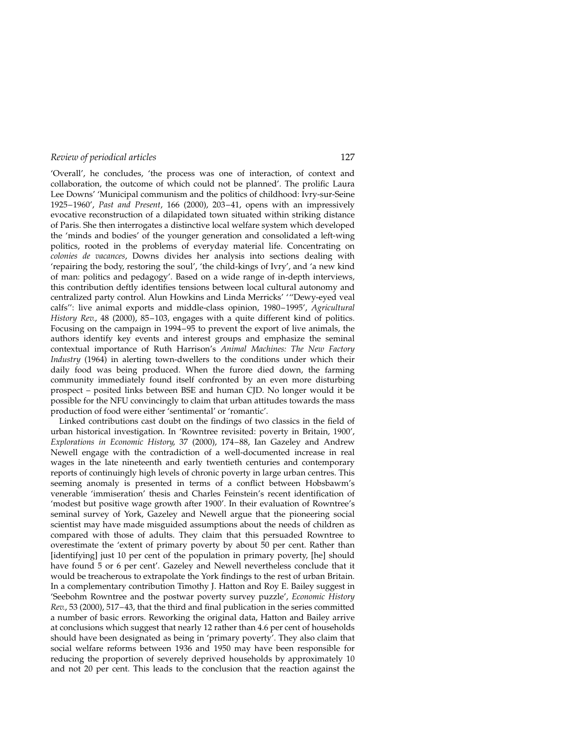'Overall', he concludes, 'the process was one of interaction, of context and collaboration, the outcome of which could not be planned'. The prolific Laura Lee Downs' 'Municipal communism and the politics of childhood: Ivry-sur-Seine 1925–1960', *Past and Present*, 166 (2000), 203–41, opens with an impressively evocative reconstruction of a dilapidated town situated within striking distance of Paris. She then interrogates a distinctive local welfare system which developed the 'minds and bodies' of the younger generation and consolidated a left-wing politics, rooted in the problems of everyday material life. Concentrating on *colonies de vacances*, Downs divides her analysis into sections dealing with 'repairing the body, restoring the soul', 'the child-kings of Ivry', and 'a new kind of man: politics and pedagogy'. Based on a wide range of in-depth interviews, this contribution deftly identifies tensions between local cultural autonomy and centralized party control. Alun Howkins and Linda Merricks' '"Dewy-eyed veal calfs": live animal exports and middle-class opinion, 1980–1995', *Agricultural History Rev.*, 48 (2000), 85–103, engages with a quite different kind of politics. Focusing on the campaign in 1994–95 to prevent the export of live animals, the authors identify key events and interest groups and emphasize the seminal contextual importance of Ruth Harrison's *Animal Machines: The New Factory Industry* (1964) in alerting town-dwellers to the conditions under which their daily food was being produced. When the furore died down, the farming community immediately found itself confronted by an even more disturbing prospect – posited links between BSE and human CJD. No longer would it be possible for the NFU convincingly to claim that urban attitudes towards the mass production of food were either 'sentimental' or 'romantic'.

Linked contributions cast doubt on the findings of two classics in the field of urban historical investigation. In 'Rowntree revisited: poverty in Britain, 1900', *Explorations in Economic History*, 37 (2000), 174–88, Ian Gazeley and Andrew Newell engage with the contradiction of a well-documented increase in real wages in the late nineteenth and early twentieth centuries and contemporary reports of continuingly high levels of chronic poverty in large urban centres. This seeming anomaly is presented in terms of a conflict between Hobsbawm's venerable 'immiseration' thesis and Charles Feinstein's recent identification of 'modest but positive wage growth after 1900'. In their evaluation of Rowntree's seminal survey of York, Gazeley and Newell argue that the pioneering social scientist may have made misguided assumptions about the needs of children as compared with those of adults. They claim that this persuaded Rowntree to overestimate the 'extent of primary poverty by about 50 per cent. Rather than [identifying] just 10 per cent of the population in primary poverty, [he] should have found 5 or 6 per cent'. Gazeley and Newell nevertheless conclude that it would be treacherous to extrapolate the York findings to the rest of urban Britain. In a complementary contribution Timothy J. Hatton and Roy E. Bailey suggest in 'Seebohm Rowntree and the postwar poverty survey puzzle', *Economic History Rev.*, 53 (2000), 517–43, that the third and final publication in the series committed a number of basic errors. Reworking the original data, Hatton and Bailey arrive at conclusions which suggest that nearly 12 rather than 4.6 per cent of households should have been designated as being in 'primary poverty'. They also claim that social welfare reforms between 1936 and 1950 may have been responsible for reducing the proportion of severely deprived households by approximately 10 and not 20 per cent. This leads to the conclusion that the reaction against the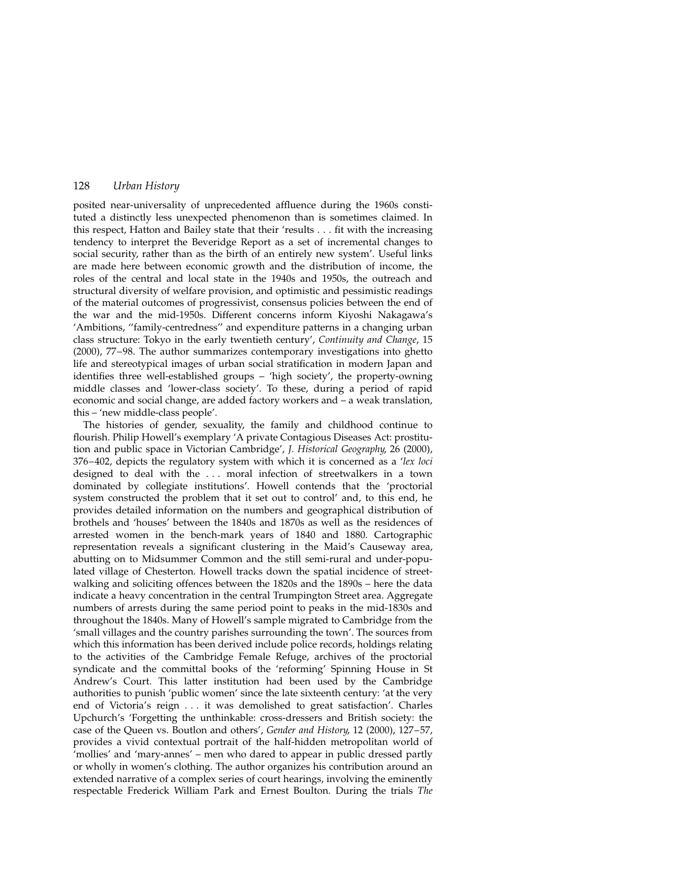posited near-universality of unprecedented affluence during the 1960s constituted a distinctly less unexpected phenomenon than is sometimes claimed. In this respect, Hatton and Bailey state that their 'results . . . fit with the increasing tendency to interpret the Beveridge Report as a set of incremental changes to social security, rather than as the birth of an entirely new system'. Useful links are made here between economic growth and the distribution of income, the roles of the central and local state in the 1940s and 1950s, the outreach and structural diversity of welfare provision, and optimistic and pessimistic readings of the material outcomes of progressivist, consensus policies between the end of the war and the mid-1950s. Different concerns inform Kiyoshi Nakagawa's 'Ambitions, ''family-centredness'' and expenditure patterns in a changing urban class structure: Tokyo in the early twentieth century', *Continuity and Change*, 15 (2000), 77–98. The author summarizes contemporary investigations into ghetto life and stereotypical images of urban social stratification in modern Japan and identifies three well-established groups – 'high society', the property-owning middle classes and 'lower-class society'. To these, during a period of rapid economic and social change, are added factory workers and – a weak translation, this – 'new middle-class people'.

The histories of gender, sexuality, the family and childhood continue to flourish. Philip Howell's exemplary 'A private Contagious Diseases Act: prostitution and public space in Victorian Cambridge', *J. Historical Geography*, 26 (2000), 376–402, depicts the regulatory system with which it is concerned as a '*lex loci* designed to deal with the . . . moral infection of streetwalkers in a town dominated by collegiate institutions'. Howell contends that the 'proctorial system constructed the problem that it set out to control' and, to this end, he provides detailed information on the numbers and geographical distribution of brothels and 'houses' between the 1840s and 1870s as well as the residences of arrested women in the bench-mark years of 1840 and 1880. Cartographic representation reveals a significant clustering in the Maid's Causeway area, abutting on to Midsummer Common and the still semi-rural and under-populated village of Chesterton. Howell tracks down the spatial incidence of street-walking and soliciting offences between the 1820s and the 1890s – here the data indicate a heavy concentration in the central Trumpington Street area. Aggregate numbers of arrests during the same period point to peaks in the mid-1830s and throughout the 1840s. Many of Howell's sample migrated to Cambridge from the 'small villages and the country parishes surrounding the town'. The sources from which this information has been derived include police records, holdings relating to the activities of the Cambridge Female Refuge, archives of the proctorial syndicate and the committal books of the 'reforming' Spinning House in St Andrew's Court. This latter institution had been used by the Cambridge authorities to punish 'public women' since the late sixteenth century: 'at the very end of Victoria's reign . . . it was demolished to great satisfaction'. Charles Upchurch's 'Forgetting the unthinkable: cross-dressers and British society: the case of the Queen vs. Boutlon and others', *Gender and History*, 12 (2000), 127–57, provides a vivid contextual portrait of the half-hidden metropolitan world of 'mollies' and 'mary-annes' – men who dared to appear in public dressed partly or wholly in women's clothing. The author organizes his contribution around an extended narrative of a complex series of court hearings, involving the eminently respectable Frederick William Park and Ernest Boulton. During the trials *The*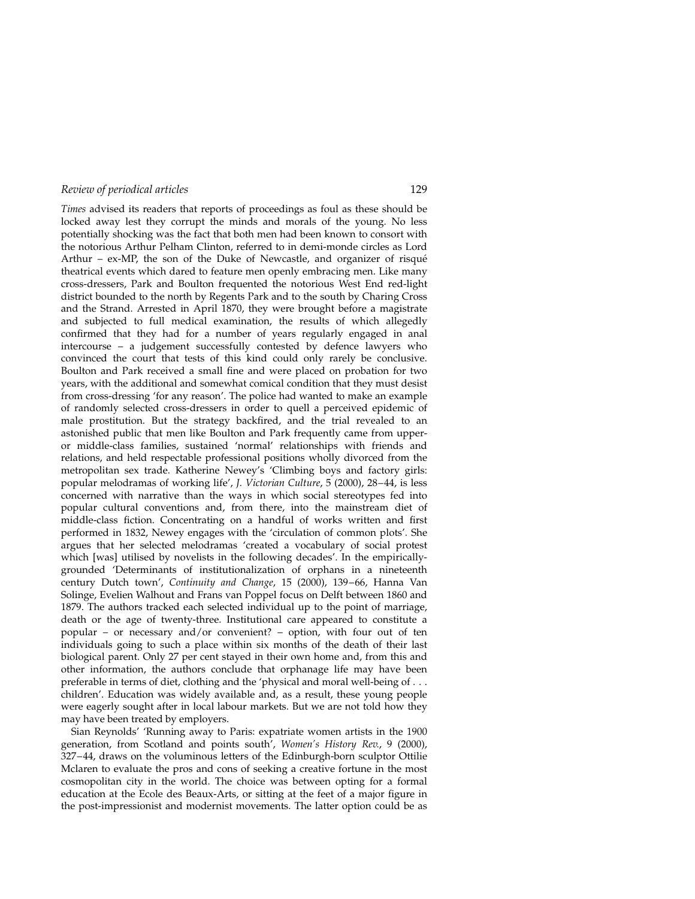*Times* advised its readers that reports of proceedings as foul as these should be locked away lest they corrupt the minds and morals of the young. No less potentially shocking was the fact that both men had been known to consort with the notorious Arthur Pelham Clinton, referred to in demi-monde circles as Lord Arthur – ex-MP, the son of the Duke of Newcastle, and organizer of risqué theatrical events which dared to feature men openly embracing men. Like many cross-dressers, Park and Boulton frequented the notorious West End red-light district bounded to the north by Regents Park and to the south by Charing Cross and the Strand. Arrested in April 1870, they were brought before a magistrate and subjected to full medical examination, the results of which allegedly confirmed that they had for a number of years regularly engaged in anal intercourse – a judgement successfully contested by defence lawyers who convinced the court that tests of this kind could only rarely be conclusive. Boulton and Park received a small fine and were placed on probation for two years, with the additional and somewhat comical condition that they must desist from cross-dressing 'for any reason'. The police had wanted to make an example of randomly selected cross-dressers in order to quell a perceived epidemic of male prostitution. But the strategy backfired, and the trial revealed to an astonished public that men like Boulton and Park frequently came from upper- or middle-class families, sustained 'normal' relationships with friends and relations, and held respectable professional positions wholly divorced from the metropolitan sex trade. Katherine Newey's 'Climbing boys and factory girls: popular melodramas of working life', *J. Victorian Culture*, 5 (2000), 28–44, is less concerned with narrative than the ways in which social stereotypes fed into popular cultural conventions and, from there, into the mainstream diet of middle-class fiction. Concentrating on a handful of works written and first performed in 1832, Newey engages with the 'circulation of common plots'. She argues that her selected melodramas 'created a vocabulary of social protest which [was] utilised by novelists in the following decades'. In the empirically-grounded 'Determinants of institutionalization of orphans in a nineteenth century Dutch town', *Continuity and Change*, 15 (2000), 139–66, Hanna Van Solinge, Evelien Walhout and Frans van Poppel focus on Delft between 1860 and 1879. The authors tracked each selected individual up to the point of marriage, death or the age of twenty-three. Institutional care appeared to constitute a popular – or necessary and/or convenient? – option, with four out of ten individuals going to such a place within six months of the death of their last biological parent. Only 27 per cent stayed in their own home and, from this and other information, the authors conclude that orphanage life may have been preferable in terms of diet, clothing and the 'physical and moral well-being of . . . children'. Education was widely available and, as a result, these young people were eagerly sought after in local labour markets. But we are not told how they may have been treated by employers.

Sian Reynolds' 'Running away to Paris: expatriate women artists in the 1900 generation, from Scotland and points south', *Women's History Rev.*, 9 (2000), 327–44, draws on the voluminous letters of the Edinburgh-born sculptor Ottilie Mclaren to evaluate the pros and cons of seeking a creative fortune in the most cosmopolitan city in the world. The choice was between opting for a formal education at the Ecole des Beaux-Arts, or sitting at the feet of a major figure in the post-impressionist and modernist movements. The latter option could be as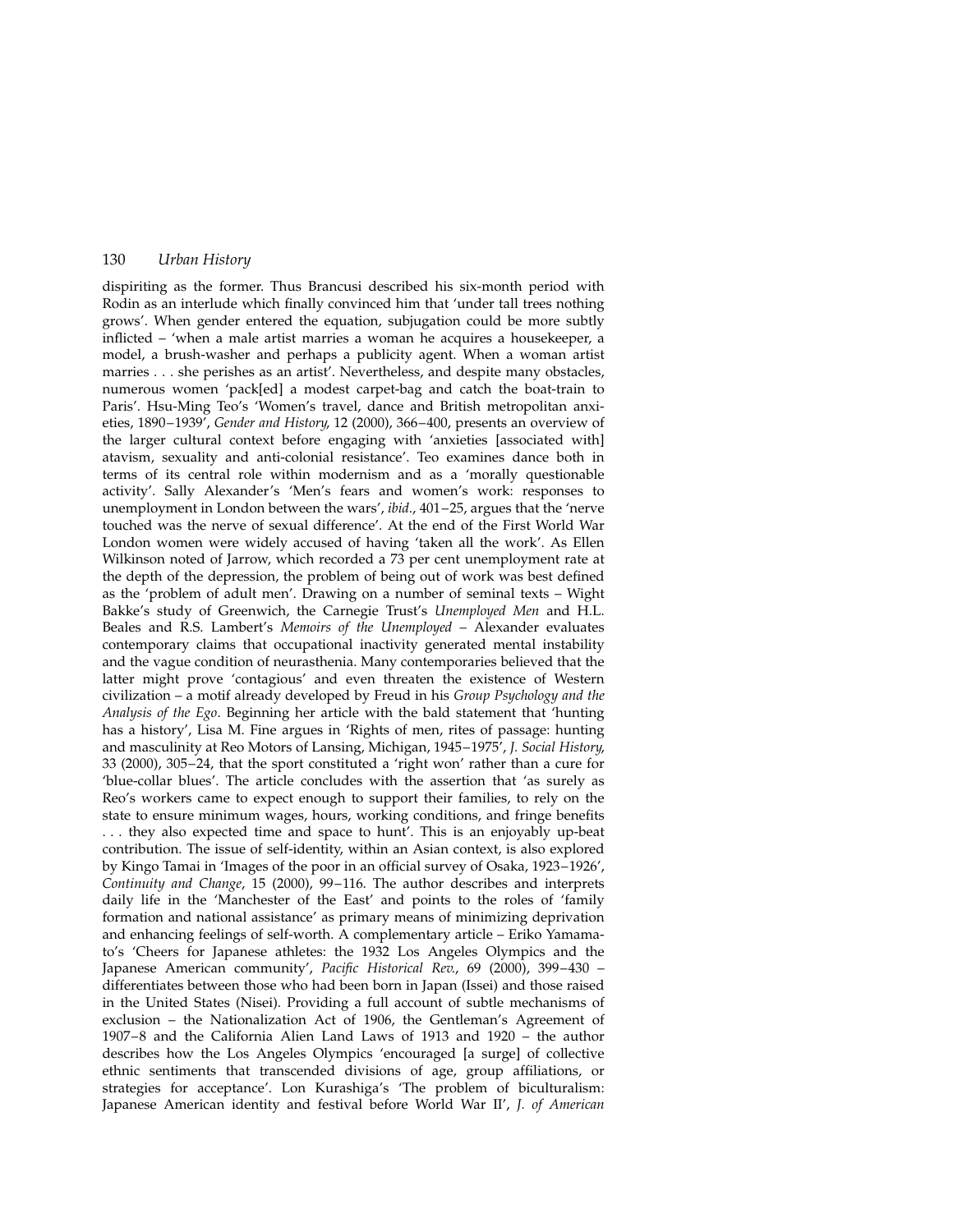dispiriting as the former. Thus Brancusi described his six-month period with Rodin as an interlude which finally convinced him that 'under tall trees nothing grows'. When gender entered the equation, subjugation could be more subtly inflicted – 'when a male artist marries a woman he acquires a housekeeper, a model, a brush-washer and perhaps a publicity agent. When a woman artist marries . . . she perishes as an artist'. Nevertheless, and despite many obstacles, numerous women 'pack[ed] a modest carpet-bag and catch the boat-train to Paris'. Hsu-Ming Teo's 'Women's travel, dance and British metropolitan anxieties, 1890–1939', *Gender and History*, 12 (2000), 366–400, presents an overview of the larger cultural context before engaging with 'anxieties [associated with] atavism, sexuality and anti-colonial resistance'. Teo examines dance both in terms of its central role within modernism and as a 'morally questionable activity'. Sally Alexander's 'Men's fears and women's work: responses to unemployment in London between the wars', *ibid.*, 401–25, argues that the 'nerve touched was the nerve of sexual difference'. At the end of the First World War London women were widely accused of having 'taken all the work'. As Ellen Wilkinson noted of Jarrow, which recorded a 73 per cent unemployment rate at the depth of the depression, the problem of being out of work was best defined as the 'problem of adult men'. Drawing on a number of seminal texts – Wight Bakke's study of Greenwich, the Carnegie Trust's *Unemployed Men* and H.L. Beales and R.S. Lambert's *Memoirs of the Unemployed* – Alexander evaluates contemporary claims that occupational inactivity generated mental instability and the vague condition of neurasthenia. Many contemporaries believed that the latter might prove 'contagious' and even threaten the existence of Western civilization – a motif already developed by Freud in his *Group Psychology and the Analysis of the Ego*. Beginning her article with the bald statement that 'hunting has a history', Lisa M. Fine argues in 'Rights of men, rites of passage: hunting and masculinity at Reo Motors of Lansing, Michigan, 1945–1975', *J. Social History*, 33 (2000), 305–24, that the sport constituted a 'right won' rather than a cure for 'blue-collar blues'. The article concludes with the assertion that 'as surely as Reo's workers came to expect enough to support their families, to rely on the state to ensure minimum wages, hours, working conditions, and fringe benefits . . . they also expected time and space to hunt'. This is an enjoyably up-beat contribution. The issue of self-identity, within an Asian context, is also explored by Kingo Tamai in 'Images of the poor in an official survey of Osaka, 1923–1926', *Continuity and Change*, 15 (2000), 99–116. The author describes and interprets daily life in the 'Manchester of the East' and points to the roles of 'family formation and national assistance' as primary means of minimizing deprivation and enhancing feelings of self-worth. A complementary article – Eriko Yamamato's 'Cheers for Japanese athletes: the 1932 Los Angeles Olympics and the Japanese American community', *Pacific Historical Rev.*, 69 (2000), 399–430 – differentiates between those who had been born in Japan (Issei) and those raised in the United States (Nisei). Providing a full account of subtle mechanisms of exclusion – the Nationalization Act of 1906, the Gentleman's Agreement of 1907–8 and the California Alien Land Laws of 1913 and 1920 – the author describes how the Los Angeles Olympics 'encouraged [a surge] of collective ethnic sentiments that transcended divisions of age, group affiliations, or strategies for acceptance'. Lon Kurashiga's 'The problem of biculturalism: Japanese American identity and festival before World War II', *J. of American*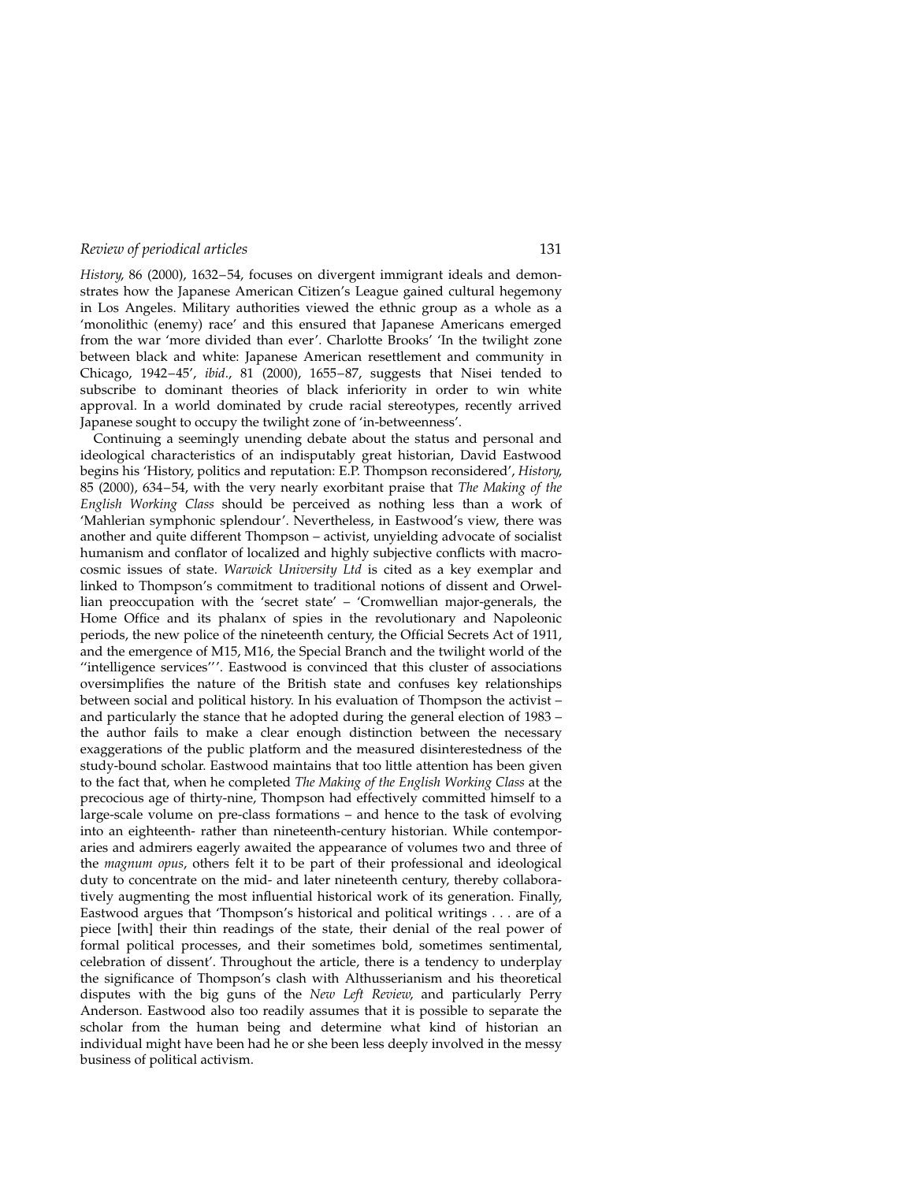*History*, 86 (2000), 1632–54, focuses on divergent immigrant ideals and demonstrates how the Japanese American Citizen's League gained cultural hegemony in Los Angeles. Military authorities viewed the ethnic group as a whole as a 'monolithic (enemy) race' and this ensured that Japanese Americans emerged from the war 'more divided than ever'. Charlotte Brooks' 'In the twilight zone between black and white: Japanese American resettlement and community in Chicago, 1942–45', *ibid*., 81 (2000), 1655–87, suggests that Nisei tended to subscribe to dominant theories of black inferiority in order to win white approval. In a world dominated by crude racial stereotypes, recently arrived Japanese sought to occupy the twilight zone of 'in-betweenness'.

Continuing a seemingly unending debate about the status and personal and ideological characteristics of an indisputably great historian, David Eastwood begins his 'History, politics and reputation: E.P. Thompson reconsidered', *History*, 85 (2000), 634–54, with the very nearly exorbitant praise that *The Making of the English Working Class* should be perceived as nothing less than a work of 'Mahlerian symphonic splendour'. Nevertheless, in Eastwood's view, there was another and quite different Thompson – activist, unyielding advocate of socialist humanism and conflator of localized and highly subjective conflicts with macrocosmic issues of state. *Warwick University Ltd* is cited as a key exemplar and linked to Thompson's commitment to traditional notions of dissent and Orwellian preoccupation with the 'secret state' – 'Cromwellian major-generals, the Home Office and its phalanx of spies in the revolutionary and Napoleonic periods, the new police of the nineteenth century, the Official Secrets Act of 1911, and the emergence of M15, M16, the Special Branch and the twilight world of the "intelligence services"'. Eastwood is convinced that this cluster of associations oversimplifies the nature of the British state and confuses key relationships between social and political history. In his evaluation of Thompson the activist – and particularly the stance that he adopted during the general election of 1983 – the author fails to make a clear enough distinction between the necessary exaggerations of the public platform and the measured disinterestedness of the study-bound scholar. Eastwood maintains that too little attention has been given to the fact that, when he completed *The Making of the English Working Class* at the precocious age of thirty-nine, Thompson had effectively committed himself to a large-scale volume on pre-class formations – and hence to the task of evolving into an eighteenth- rather than nineteenth-century historian. While contemporaries and admirers eagerly awaited the appearance of volumes two and three of the *magnum opus*, others felt it to be part of their professional and ideological duty to concentrate on the mid- and later nineteenth century, thereby collaboratively augmenting the most influential historical work of its generation. Finally, Eastwood argues that 'Thompson's historical and political writings . . . are of a piece [with] their thin readings of the state, their denial of the real power of formal political processes, and their sometimes bold, sometimes sentimental, celebration of dissent'. Throughout the article, there is a tendency to underplay the significance of Thompson's clash with Althusserianism and his theoretical disputes with the big guns of the *New Left Review*, and particularly Perry Anderson. Eastwood also too readily assumes that it is possible to separate the scholar from the human being and determine what kind of historian an individual might have been had he or she been less deeply involved in the messy business of political activism.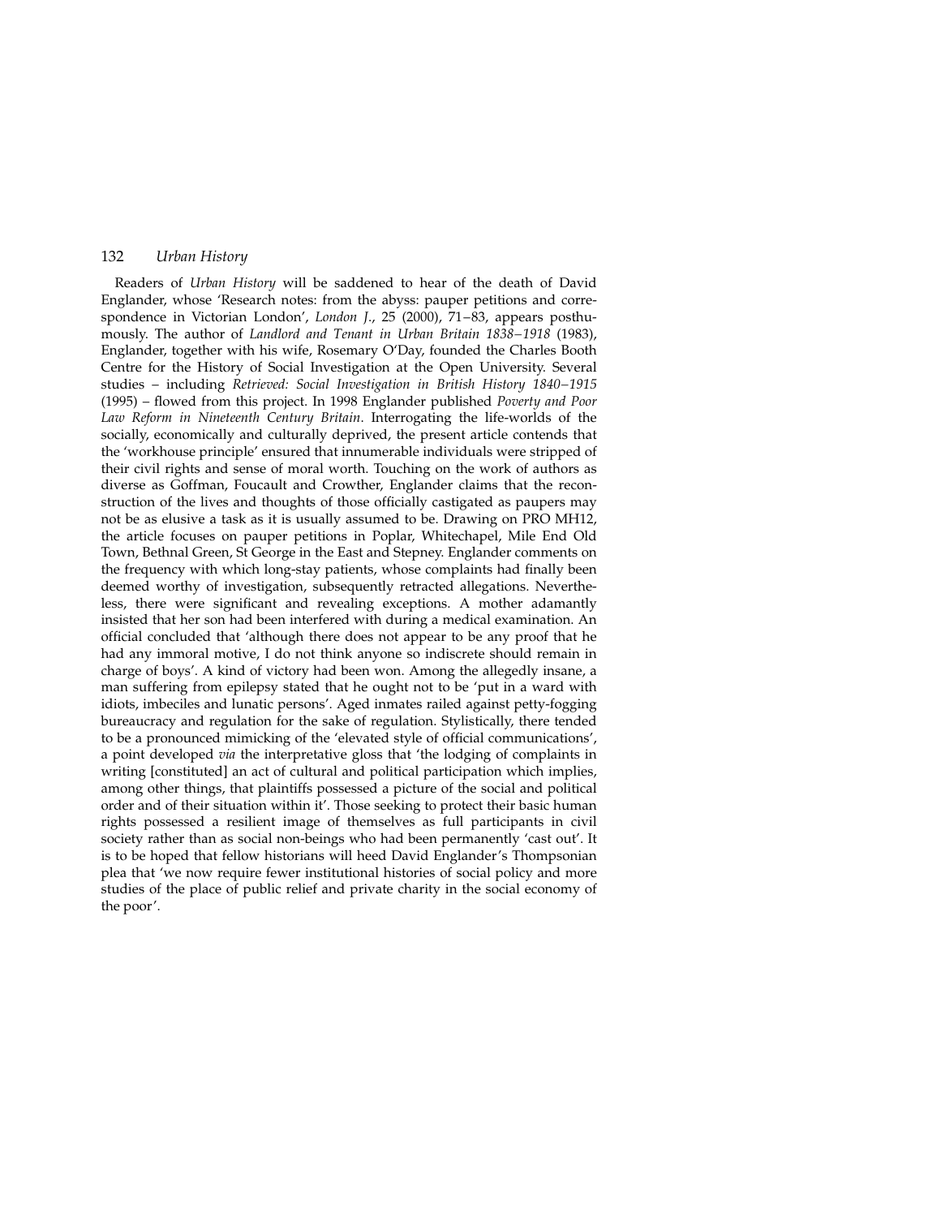Readers of *Urban History* will be saddened to hear of the death of David Englander, whose 'Research notes: from the abyss: pauper petitions and correspondence in Victorian London', *London J.*, 25 (2000), 71–83, appears posthumously. The author of *Landlord and Tenant in Urban Britain 1838–1918* (1983), Englander, together with his wife, Rosemary O'Day, founded the Charles Booth Centre for the History of Social Investigation at the Open University. Several studies – including *Retrieved: Social Investigation in British History 1840–1915* (1995) – flowed from this project. In 1998 Englander published *Poverty and Poor Law Reform in Nineteenth Century Britain*. Interrogating the life-worlds of the socially, economically and culturally deprived, the present article contends that the 'workhouse principle' ensured that innumerable individuals were stripped of their civil rights and sense of moral worth. Touching on the work of authors as diverse as Goffman, Foucault and Crowther, Englander claims that the reconstruction of the lives and thoughts of those officially castigated as paupers may not be as elusive a task as it is usually assumed to be. Drawing on PRO MH12, the article focuses on pauper petitions in Poplar, Whitechapel, Mile End Old Town, Bethnal Green, St George in the East and Stepney. Englander comments on the frequency with which long-stay patients, whose complaints had finally been deemed worthy of investigation, subsequently retracted allegations. Nevertheless, there were significant and revealing exceptions. A mother adamantly insisted that her son had been interfered with during a medical examination. An official concluded that 'although there does not appear to be any proof that he had any immoral motive, I do not think anyone so indiscrete should remain in charge of boys'. A kind of victory had been won. Among the allegedly insane, a man suffering from epilepsy stated that he ought not to be 'put in a ward with idiots, imbeciles and lunatic persons'. Aged inmates railed against petty-fogging bureaucracy and regulation for the sake of regulation. Stylistically, there tended to be a pronounced mimicking of the 'elevated style of official communications', a point developed *via* the interpretative gloss that 'the lodging of complaints in writing [constituted] an act of cultural and political participation which implies, among other things, that plaintiffs possessed a picture of the social and political order and of their situation within it'. Those seeking to protect their basic human rights possessed a resilient image of themselves as full participants in civil society rather than as social non-beings who had been permanently 'cast out'. It is to be hoped that fellow historians will heed David Englander's Thompsonian plea that 'we now require fewer institutional histories of social policy and more studies of the place of public relief and private charity in the social economy of the poor'.